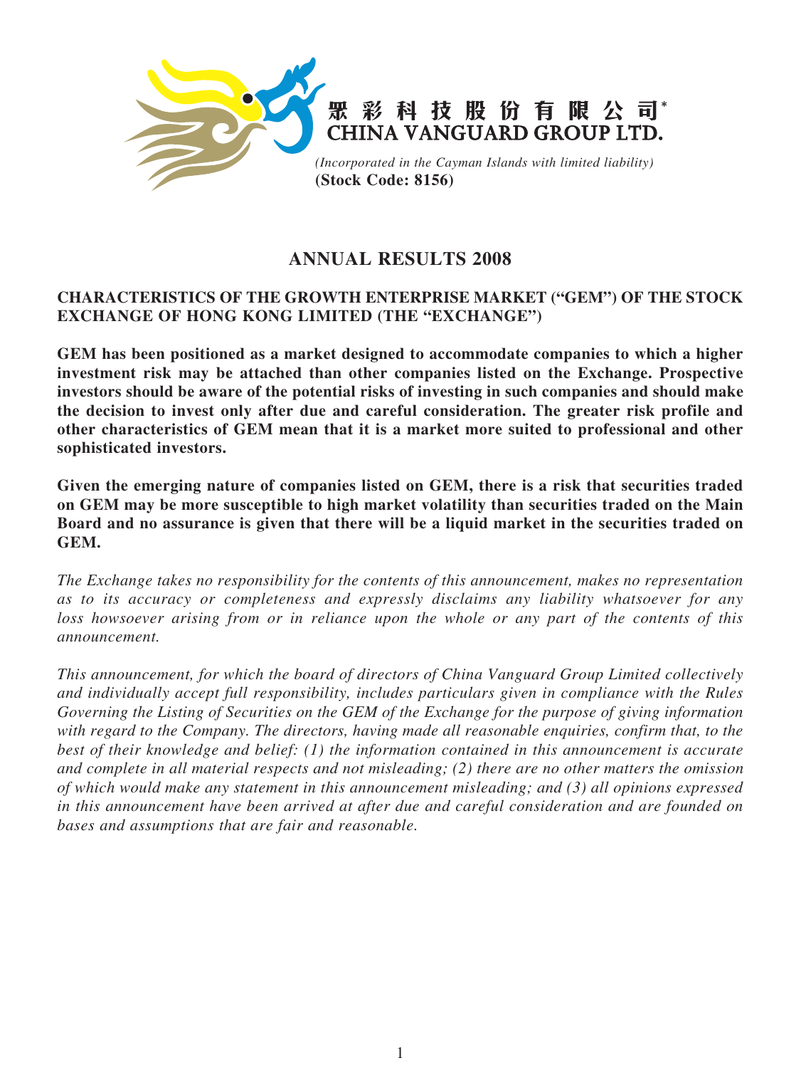眾彩科技股份有限公司*
**CHINA VANGUARD GROUP LTD.**

*(Incorporated in the Cayman Islands with limited liability)*
**(Stock Code: 8156)**

# ANNUAL RESULTS 2008

**CHARACTERISTICS OF THE GROWTH ENTERPRISE MARKET ("GEM") OF THE STOCK EXCHANGE OF HONG KONG LIMITED (THE "EXCHANGE")**

**GEM has been positioned as a market designed to accommodate companies to which a higher investment risk may be attached than other companies listed on the Exchange. Prospective investors should be aware of the potential risks of investing in such companies and should make the decision to invest only after due and careful consideration. The greater risk profile and other characteristics of GEM mean that it is a market more suited to professional and other sophisticated investors.**

**Given the emerging nature of companies listed on GEM, there is a risk that securities traded on GEM may be more susceptible to high market volatility than securities traded on the Main Board and no assurance is given that there will be a liquid market in the securities traded on GEM.**

*The Exchange takes no responsibility for the contents of this announcement, makes no representation as to its accuracy or completeness and expressly disclaims any liability whatsoever for any loss howsoever arising from or in reliance upon the whole or any part of the contents of this announcement.*

*This announcement, for which the board of directors of China Vanguard Group Limited collectively and individually accept full responsibility, includes particulars given in compliance with the Rules Governing the Listing of Securities on the GEM of the Exchange for the purpose of giving information with regard to the Company. The directors, having made all reasonable enquiries, confirm that, to the best of their knowledge and belief: (1) the information contained in this announcement is accurate and complete in all material respects and not misleading; (2) there are no other matters the omission of which would make any statement in this announcement misleading; and (3) all opinions expressed in this announcement have been arrived at after due and careful consideration and are founded on bases and assumptions that are fair and reasonable.*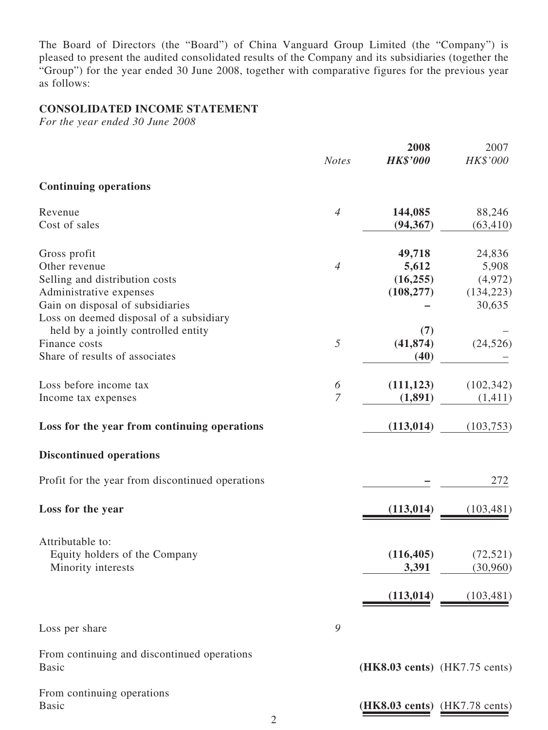The Board of Directors (the "Board") of China Vanguard Group Limited (the "Company") is pleased to present the audited consolidated results of the Company and its subsidiaries (together the "Group") for the year ended 30 June 2008, together with comparative figures for the previous year as follows:

## CONSOLIDATED INCOME STATEMENT

*For the year ended 30 June 2008*

| | *Notes* | **2008** *HK$'000* | 2007 *HK$'000* |
|---|---|---|---|
| **Continuing operations** | | | |
| Revenue | *4* | **144,085** | 88,246 |
| Cost of sales | | **(94,367)** | (63,410) |
| Gross profit | | **49,718** | 24,836 |
| Other revenue | *4* | **5,612** | 5,908 |
| Selling and distribution costs | | **(16,255)** | (4,972) |
| Administrative expenses | | **(108,277)** | (134,223) |
| Gain on disposal of subsidiaries | | **–** | 30,635 |
| Loss on deemed disposal of a subsidiary held by a jointly controlled entity | | **(7)** | – |
| Finance costs | *5* | **(41,874)** | (24,526) |
| Share of results of associates | | **(40)** | – |
| Loss before income tax | *6* | **(111,123)** | (102,342) |
| Income tax expenses | *7* | **(1,891)** | (1,411) |
| **Loss for the year from continuing operations** | | **(113,014)** | (103,753) |
| **Discontinued operations** | | | |
| Profit for the year from discontinued operations | | **–** | 272 |
| **Loss for the year** | | **(113,014)** | (103,481) |
| Attributable to: | | | |
| Equity holders of the Company | | **(116,405)** | (72,521) |
| Minority interests | | **3,391** | (30,960) |
| | | **(113,014)** | (103,481) |
| Loss per share | *9* | | |
| From continuing and discontinued operations | | | |
| Basic | | **(HK8.03 cents)** | (HK7.75 cents) |
| From continuing operations | | | |
| Basic | | **(HK8.03 cents)** | (HK7.78 cents) |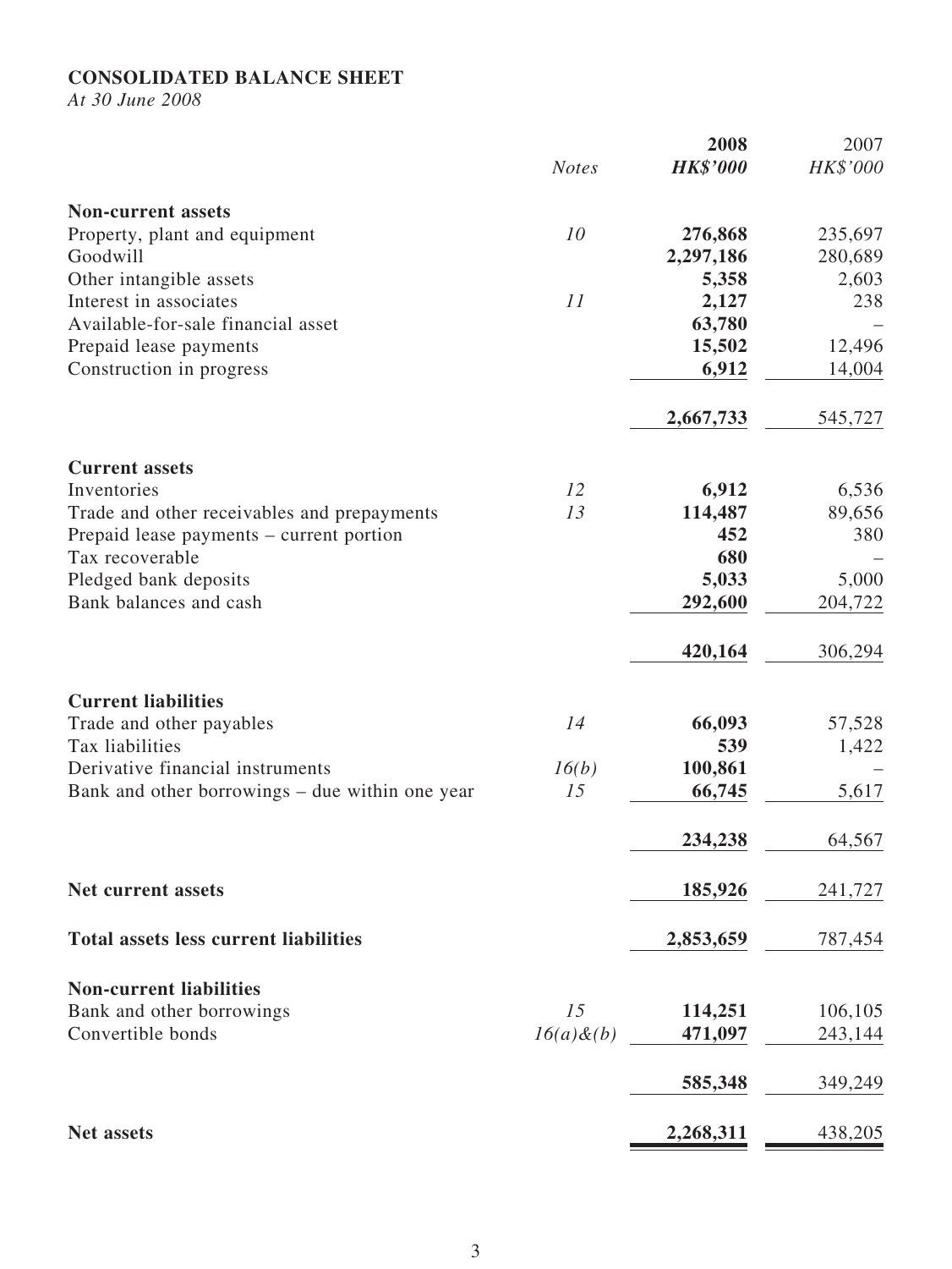**CONSOLIDATED BALANCE SHEET**

*At 30 June 2008*

| | *Notes* | **2008** *HK$'000* | 2007 *HK$'000* |
|---|---|---|---|
| **Non-current assets** | | | |
| Property, plant and equipment | *10* | **276,868** | 235,697 |
| Goodwill | | **2,297,186** | 280,689 |
| Other intangible assets | | **5,358** | 2,603 |
| Interest in associates | *11* | **2,127** | 238 |
| Available-for-sale financial asset | | **63,780** | – |
| Prepaid lease payments | | **15,502** | 12,496 |
| Construction in progress | | **6,912** | 14,004 |
| | | **2,667,733** | 545,727 |
| **Current assets** | | | |
| Inventories | *12* | **6,912** | 6,536 |
| Trade and other receivables and prepayments | *13* | **114,487** | 89,656 |
| Prepaid lease payments – current portion | | **452** | 380 |
| Tax recoverable | | **680** | – |
| Pledged bank deposits | | **5,033** | 5,000 |
| Bank balances and cash | | **292,600** | 204,722 |
| | | **420,164** | 306,294 |
| **Current liabilities** | | | |
| Trade and other payables | *14* | **66,093** | 57,528 |
| Tax liabilities | | **539** | 1,422 |
| Derivative financial instruments | *16(b)* | **100,861** | – |
| Bank and other borrowings – due within one year | *15* | **66,745** | 5,617 |
| | | **234,238** | 64,567 |
| **Net current assets** | | **185,926** | 241,727 |
| **Total assets less current liabilities** | | **2,853,659** | 787,454 |
| **Non-current liabilities** | | | |
| Bank and other borrowings | *15* | **114,251** | 106,105 |
| Convertible bonds | *16(a)&(b)* | **471,097** | 243,144 |
| | | **585,348** | 349,249 |
| **Net assets** | | **2,268,311** | 438,205 |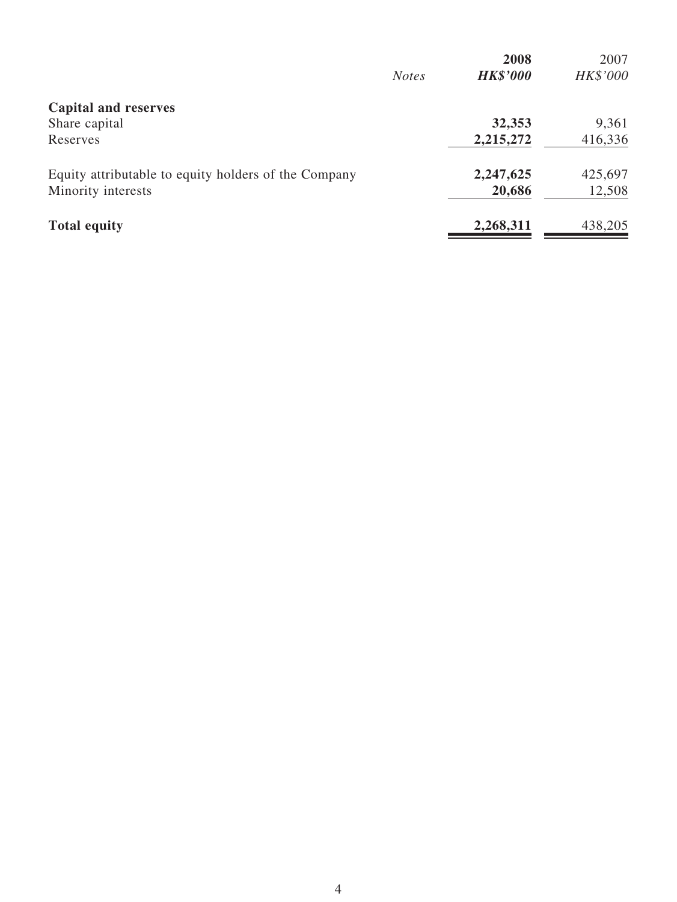| | Notes | 2008 HK$'000 | 2007 HK$'000 |
|---|---|---|---|
| **Capital and reserves** | | | |
| Share capital | | **32,353** | 9,361 |
| Reserves | | **2,215,272** | 416,336 |
| Equity attributable to equity holders of the Company | | **2,247,625** | 425,697 |
| Minority interests | | **20,686** | 12,508 |
| **Total equity** | | **2,268,311** | 438,205 |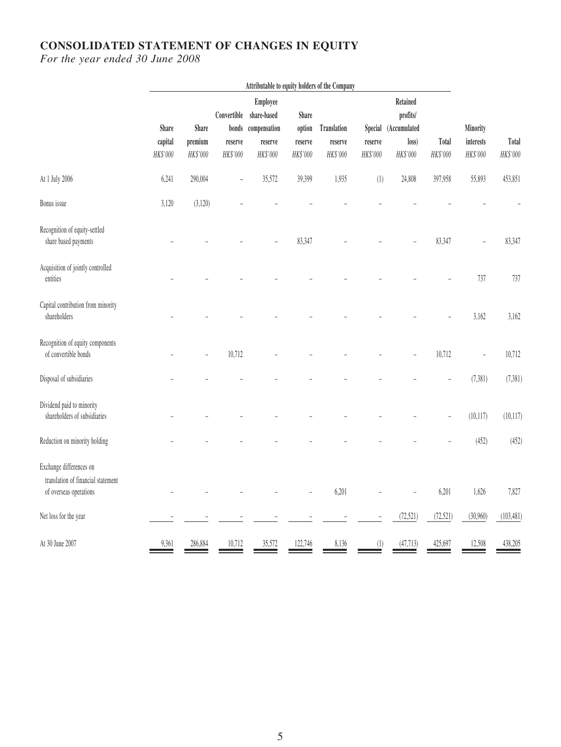# CONSOLIDATED STATEMENT OF CHANGES IN EQUITY

*For the year ended 30 June 2008*

| | Attributable to equity holders of the Company | | | | | | | | | | |
|---|---|---|---|---|---|---|---|---|---|---|---|
| | Share capital | Share premium | Convertible bonds reserve | Employee share-based compensation reserve | Share option reserve | Translation reserve | Special reserve | Retained profits/ (Accumulated loss) | Total | Minority interests | Total |
| | HK$'000 | HK$'000 | HK$'000 | HK$'000 | HK$'000 | HK$'000 | HK$'000 | HK$'000 | HK$'000 | HK$'000 | HK$'000 |
| At 1 July 2006 | 6,241 | 290,004 | – | 35,572 | 39,399 | 1,935 | (1) | 24,808 | 397,958 | 55,893 | 453,851 |
| Bonus issue | 3,120 | (3,120) | – | – | – | – | – | – | – | – | – |
| Recognition of equity-settled share based payments | – | – | – | – | 83,347 | – | – | – | 83,347 | – | 83,347 |
| Acquisition of jointly controlled entities | – | – | – | – | – | – | – | – | – | 737 | 737 |
| Capital contribution from minority shareholders | – | – | – | – | – | – | – | – | – | 3,162 | 3,162 |
| Recognition of equity components of convertible bonds | – | – | 10,712 | – | – | – | – | – | 10,712 | – | 10,712 |
| Disposal of subsidiaries | – | – | – | – | – | – | – | – | – | (7,381) | (7,381) |
| Dividend paid to minority shareholders of subsidiaries | – | – | – | – | – | – | – | – | – | (10,117) | (10,117) |
| Reduction on minority holding | – | – | – | – | – | – | – | – | – | (452) | (452) |
| Exchange differences on translation of financial statement of overseas operations | – | – | – | – | – | 6,201 | – | – | 6,201 | 1,626 | 7,827 |
| Net loss for the year | – | – | – | – | – | – | – | (72,521) | (72,521) | (30,960) | (103,481) |
| At 30 June 2007 | 9,361 | 286,884 | 10,712 | 35,572 | 122,746 | 8,136 | (1) | (47,713) | 425,697 | 12,508 | 438,205 |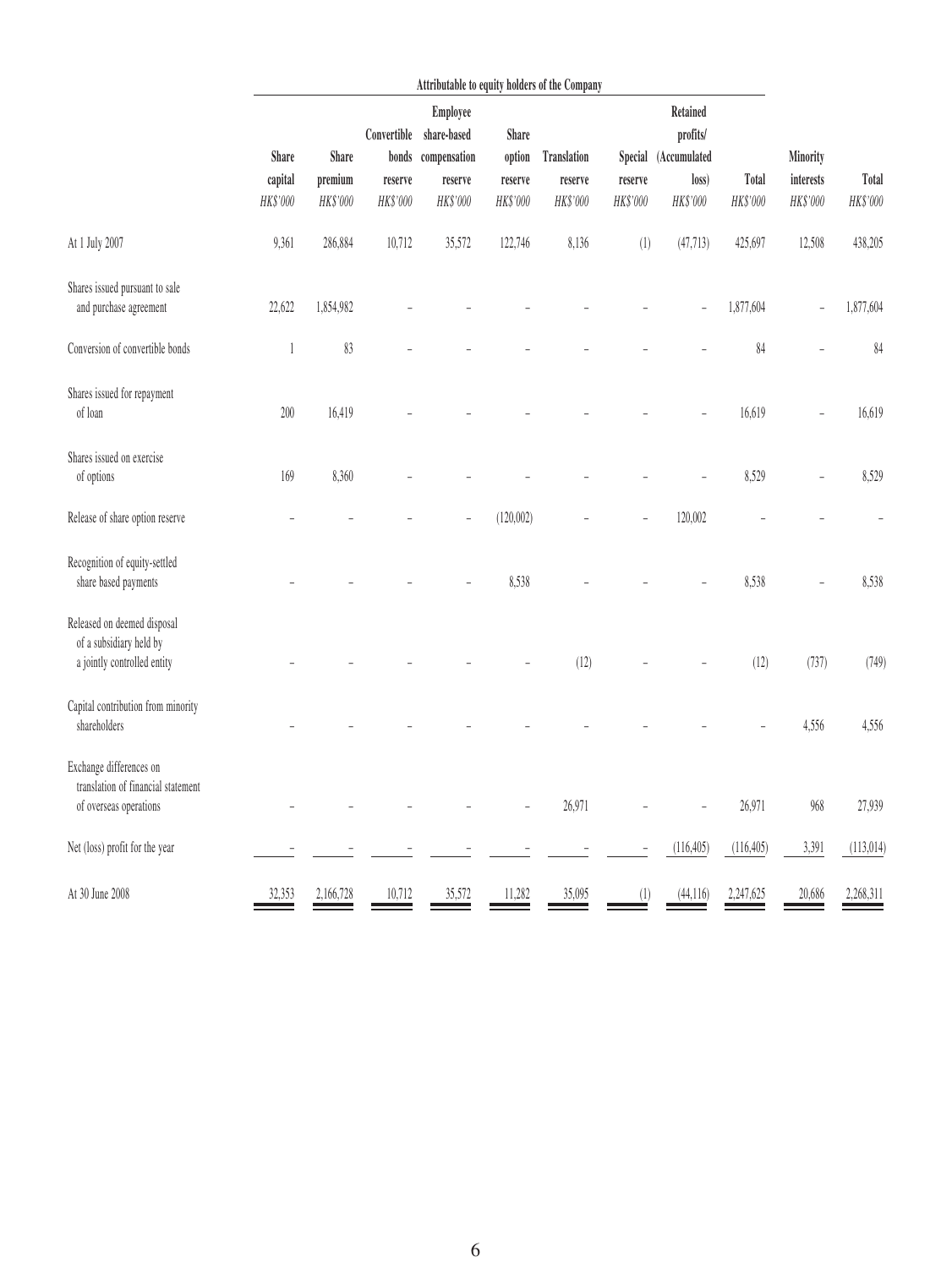| | Attributable to equity holders of the Company | | | | | | | | | | |
|---|---|---|---|---|---|---|---|---|---|---|---|
| | Share capital | Share premium | Convertible bonds reserve | Employee share-based compensation reserve | Share option reserve | Translation reserve | Special reserve | Retained profits/ (Accumulated loss) | Total | Minority interests | Total |
| | HK$'000 | HK$'000 | HK$'000 | HK$'000 | HK$'000 | HK$'000 | HK$'000 | HK$'000 | HK$'000 | HK$'000 | HK$'000 |
| At 1 July 2007 | 9,361 | 286,884 | 10,712 | 35,572 | 122,746 | 8,136 | (1) | (47,713) | 425,697 | 12,508 | 438,205 |
| Shares issued pursuant to sale and purchase agreement | 22,622 | 1,854,982 | – | – | – | – | – | – | 1,877,604 | – | 1,877,604 |
| Conversion of convertible bonds | 1 | 83 | – | – | – | – | – | – | 84 | – | 84 |
| Shares issued for repayment of loan | 200 | 16,419 | – | – | – | – | – | – | 16,619 | – | 16,619 |
| Shares issued on exercise of options | 169 | 8,360 | – | – | – | – | – | – | 8,529 | – | 8,529 |
| Release of share option reserve | – | – | – | – | (120,002) | – | – | 120,002 | – | – | – |
| Recognition of equity-settled share based payments | – | – | – | – | 8,538 | – | – | – | 8,538 | – | 8,538 |
| Released on deemed disposal of a subsidiary held by a jointly controlled entity | – | – | – | – | – | (12) | – | – | (12) | (737) | (749) |
| Capital contribution from minority shareholders | – | – | – | – | – | – | – | – | – | 4,556 | 4,556 |
| Exchange differences on translation of financial statement of overseas operations | – | – | – | – | – | 26,971 | – | – | 26,971 | 968 | 27,939 |
| Net (loss) profit for the year | – | – | – | – | – | – | – | (116,405) | (116,405) | 3,391 | (113,014) |
| At 30 June 2008 | 32,353 | 2,166,728 | 10,712 | 35,572 | 11,282 | 35,095 | (1) | (44,116) | 2,247,625 | 20,686 | 2,268,311 |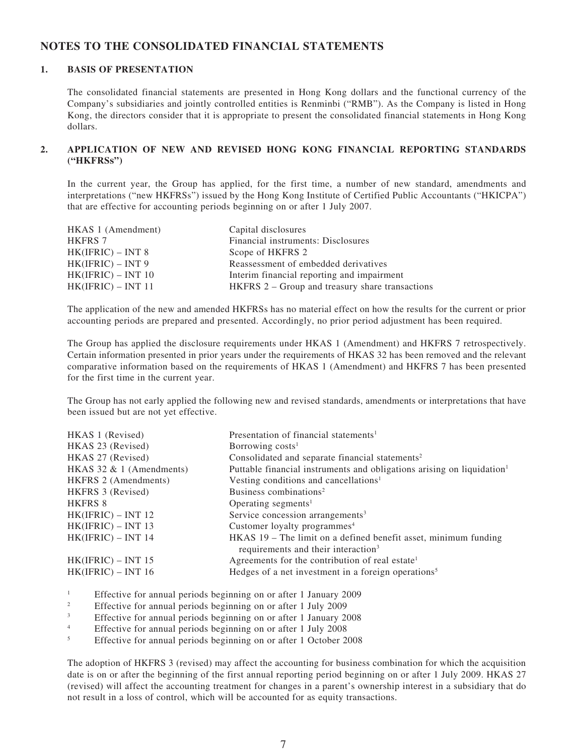## NOTES TO THE CONSOLIDATED FINANCIAL STATEMENTS

### 1. BASIS OF PRESENTATION

The consolidated financial statements are presented in Hong Kong dollars and the functional currency of the Company's subsidiaries and jointly controlled entities is Renminbi ("RMB"). As the Company is listed in Hong Kong, the directors consider that it is appropriate to present the consolidated financial statements in Hong Kong dollars.

### 2. APPLICATION OF NEW AND REVISED HONG KONG FINANCIAL REPORTING STANDARDS ("HKFRSs")

In the current year, the Group has applied, for the first time, a number of new standard, amendments and interpretations ("new HKFRSs") issued by the Hong Kong Institute of Certified Public Accountants ("HKICPA") that are effective for accounting periods beginning on or after 1 July 2007.

| | |
|---|---|
| HKAS 1 (Amendment) | Capital disclosures |
| HKFRS 7 | Financial instruments: Disclosures |
| HK(IFRIC) – INT 8 | Scope of HKFRS 2 |
| HK(IFRIC) – INT 9 | Reassessment of embedded derivatives |
| HK(IFRIC) – INT 10 | Interim financial reporting and impairment |
| HK(IFRIC) – INT 11 | HKFRS 2 – Group and treasury share transactions |

The application of the new and amended HKFRSs has no material effect on how the results for the current or prior accounting periods are prepared and presented. Accordingly, no prior period adjustment has been required.

The Group has applied the disclosure requirements under HKAS 1 (Amendment) and HKFRS 7 retrospectively. Certain information presented in prior years under the requirements of HKAS 32 has been removed and the relevant comparative information based on the requirements of HKAS 1 (Amendment) and HKFRS 7 has been presented for the first time in the current year.

The Group has not early applied the following new and revised standards, amendments or interpretations that have been issued but are not yet effective.

| | |
|---|---|
| HKAS 1 (Revised) | Presentation of financial statements[1] |
| HKAS 23 (Revised) | Borrowing costs[1] |
| HKAS 27 (Revised) | Consolidated and separate financial statements[2] |
| HKAS 32 & 1 (Amendments) | Puttable financial instruments and obligations arising on liquidation[1] |
| HKFRS 2 (Amendments) | Vesting conditions and cancellations[1] |
| HKFRS 3 (Revised) | Business combinations[2] |
| HKFRS 8 | Operating segments[1] |
| HK(IFRIC) – INT 12 | Service concession arrangements[3] |
| HK(IFRIC) – INT 13 | Customer loyalty programmes[4] |
| HK(IFRIC) – INT 14 | HKAS 19 – The limit on a defined benefit asset, minimum funding requirements and their interaction[3] |
| HK(IFRIC) – INT 15 | Agreements for the contribution of real estate[1] |
| HK(IFRIC) – INT 16 | Hedges of a net investment in a foreign operations[5] |

[1] Effective for annual periods beginning on or after 1 January 2009

[2] Effective for annual periods beginning on or after 1 July 2009

[3] Effective for annual periods beginning on or after 1 January 2008

[4] Effective for annual periods beginning on or after 1 July 2008

[5] Effective for annual periods beginning on or after 1 October 2008

The adoption of HKFRS 3 (revised) may affect the accounting for business combination for which the acquisition date is on or after the beginning of the first annual reporting period beginning on or after 1 July 2009. HKAS 27 (revised) will affect the accounting treatment for changes in a parent's ownership interest in a subsidiary that do not result in a loss of control, which will be accounted for as equity transactions.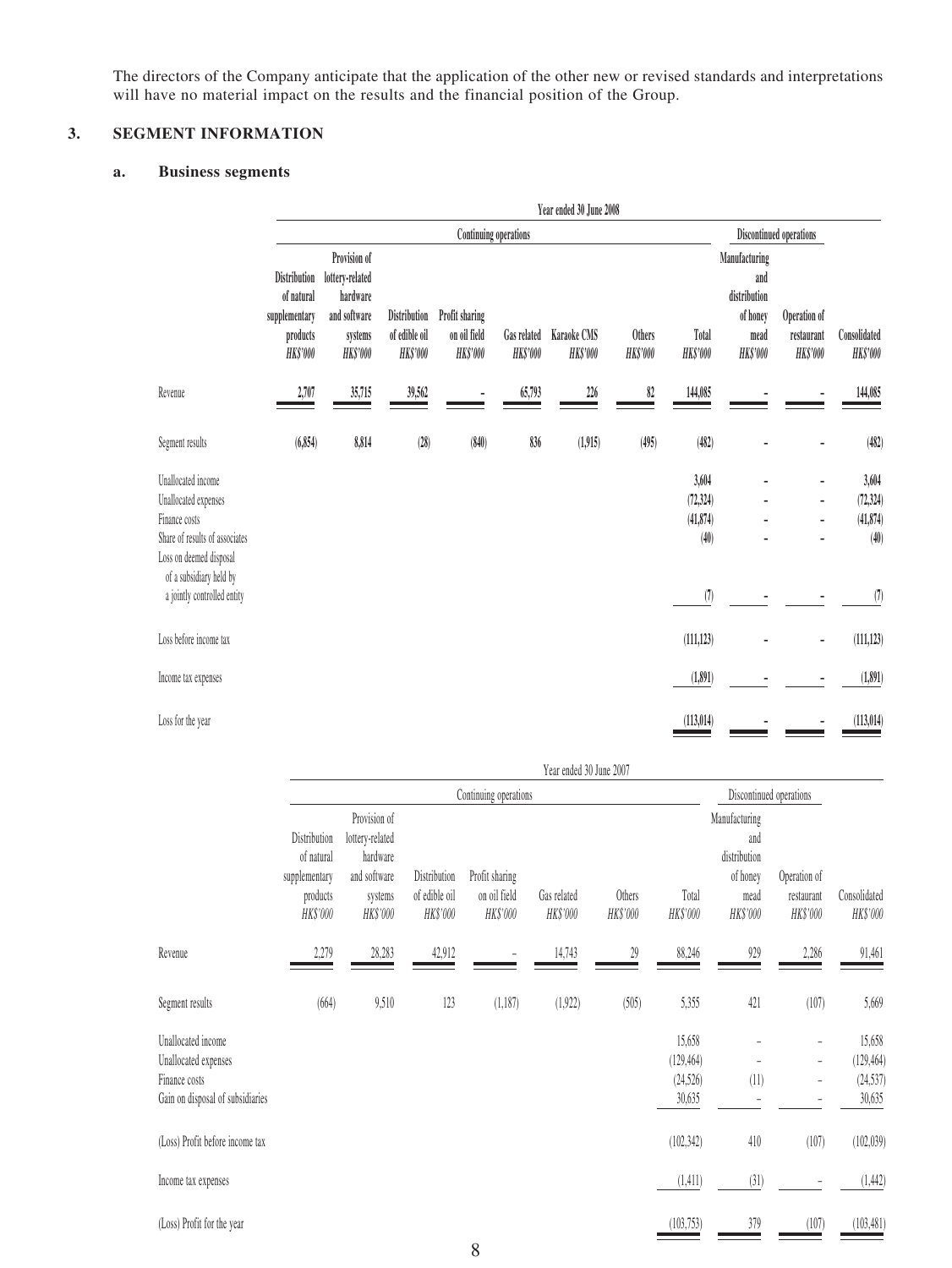The directors of the Company anticipate that the application of the other new or revised standards and interpretations will have no material impact on the results and the financial position of the Group.

## 3. SEGMENT INFORMATION

### a. Business segments

**Year ended 30 June 2008**

| | Continuing operations | | | | | | | | Discontinued operations | | |
|---|---|---|---|---|---|---|---|---|---|---|---|
| | Distribution of natural supplementary products HK$'000 | Provision of lottery-related hardware and software systems HK$'000 | Distribution of edible oil HK$'000 | Profit sharing on oil field HK$'000 | Gas related HK$'000 | Karaoke CMS HK$'000 | Others HK$'000 | Total HK$'000 | Manufacturing and distribution of honey mead HK$'000 | Operation of restaurant HK$'000 | Consolidated HK$'000 |
| Revenue | 2,707 | 35,715 | 39,562 | – | 65,793 | 226 | 82 | 144,085 | – | – | 144,085 |
| Segment results | (6,854) | 8,814 | (28) | (840) | 836 | (1,915) | (495) | (482) | – | – | (482) |
| Unallocated income | | | | | | | | 3,604 | – | – | 3,604 |
| Unallocated expenses | | | | | | | | (72,324) | – | – | (72,324) |
| Finance costs | | | | | | | | (41,874) | – | – | (41,874) |
| Share of results of associates | | | | | | | | (40) | – | – | (40) |
| Loss on deemed disposal of a subsidiary held by a jointly controlled entity | | | | | | | | (7) | – | – | (7) |
| Loss before income tax | | | | | | | | (111,123) | – | – | (111,123) |
| Income tax expenses | | | | | | | | (1,891) | – | – | (1,891) |
| Loss for the year | | | | | | | | (113,014) | – | – | (113,014) |

**Year ended 30 June 2007**

| | Continuing operations | | | | | | | Discontinued operations | | |
|---|---|---|---|---|---|---|---|---|---|---|
| | Distribution of natural supplementary products HK$'000 | Provision of lottery-related hardware and software systems HK$'000 | Distribution of edible oil HK$'000 | Profit sharing on oil field HK$'000 | Gas related HK$'000 | Others HK$'000 | Total HK$'000 | Manufacturing and distribution of honey mead HK$'000 | Operation of restaurant HK$'000 | Consolidated HK$'000 |
| Revenue | 2,279 | 28,283 | 42,912 | – | 14,743 | 29 | 88,246 | 929 | 2,286 | 91,461 |
| Segment results | (664) | 9,510 | 123 | (1,187) | (1,922) | (505) | 5,355 | 421 | (107) | 5,669 |
| Unallocated income | | | | | | | 15,658 | – | – | 15,658 |
| Unallocated expenses | | | | | | | (129,464) | – | – | (129,464) |
| Finance costs | | | | | | | (24,526) | (11) | – | (24,537) |
| Gain on disposal of subsidiaries | | | | | | | 30,635 | – | – | 30,635 |
| (Loss) Profit before income tax | | | | | | | (102,342) | 410 | (107) | (102,039) |
| Income tax expenses | | | | | | | (1,411) | (31) | – | (1,442) |
| (Loss) Profit for the year | | | | | | | (103,753) | 379 | (107) | (103,481) |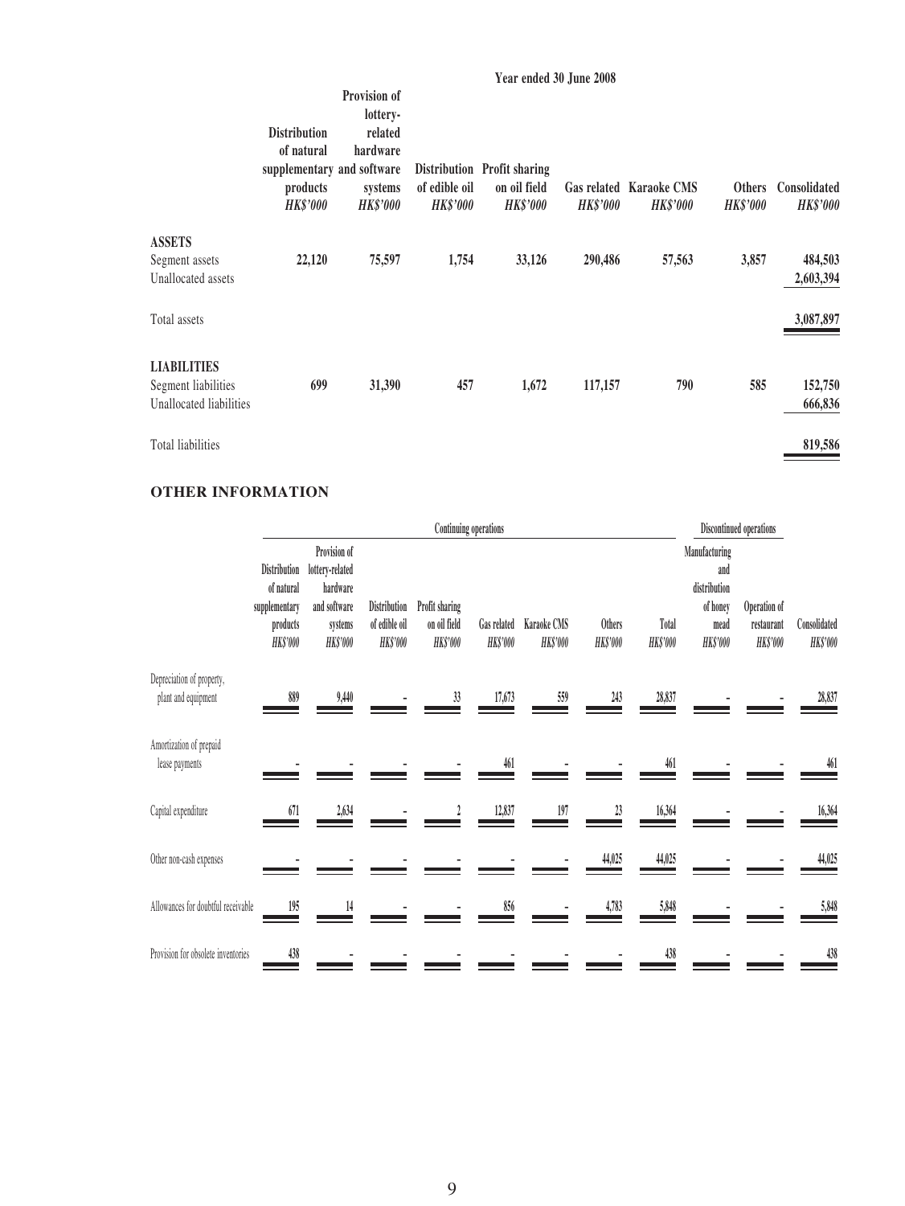| | Year ended 30 June 2008 | | | | | | | |
|---|---|---|---|---|---|---|---|---|
| | Distribution of natural supplementary products *HK$'000* | Provision of lottery-related hardware and software systems *HK$'000* | Distribution of edible oil *HK$'000* | Profit sharing on oil field *HK$'000* | Gas related *HK$'000* | Karaoke CMS *HK$'000* | Others *HK$'000* | Consolidated *HK$'000* |
| **ASSETS** | | | | | | | | |
| Segment assets | 22,120 | 75,597 | 1,754 | 33,126 | 290,486 | 57,563 | 3,857 | 484,503 |
| Unallocated assets | | | | | | | | 2,603,394 |
| Total assets | | | | | | | | 3,087,897 |
| **LIABILITIES** | | | | | | | | |
| Segment liabilities | 699 | 31,390 | 457 | 1,672 | 117,157 | 790 | 585 | 152,750 |
| Unallocated liabilities | | | | | | | | 666,836 |
| Total liabilities | | | | | | | | 819,586 |

## OTHER INFORMATION

| | Continuing operations | | | | | | | | Discontinued operations | | |
|---|---|---|---|---|---|---|---|---|---|---|---|
| | Distribution of natural supplementary products *HK$'000* | Provision of lottery-related hardware and software systems *HK$'000* | Distribution of edible oil *HK$'000* | Profit sharing on oil field *HK$'000* | Gas related *HK$'000* | Karaoke CMS *HK$'000* | Others *HK$'000* | Total *HK$'000* | Manufacturing and distribution of honey mead *HK$'000* | Operation of restaurant *HK$'000* | Consolidated *HK$'000* |
| Depreciation of property, plant and equipment | 889 | 9,440 | - | 33 | 17,673 | 559 | 243 | 28,837 | - | - | 28,837 |
| Amortization of prepaid lease payments | - | - | - | - | 461 | - | - | 461 | - | - | 461 |
| Capital expenditure | 671 | 2,634 | - | 2 | 12,837 | 197 | 23 | 16,364 | - | - | 16,364 |
| Other non-cash expenses | - | - | - | - | - | - | 44,025 | 44,025 | - | - | 44,025 |
| Allowances for doubtful receivable | 195 | 14 | - | - | 856 | - | 4,783 | 5,848 | - | - | 5,848 |
| Provision for obsolete inventories | 438 | - | - | - | - | - | - | 438 | - | - | 438 |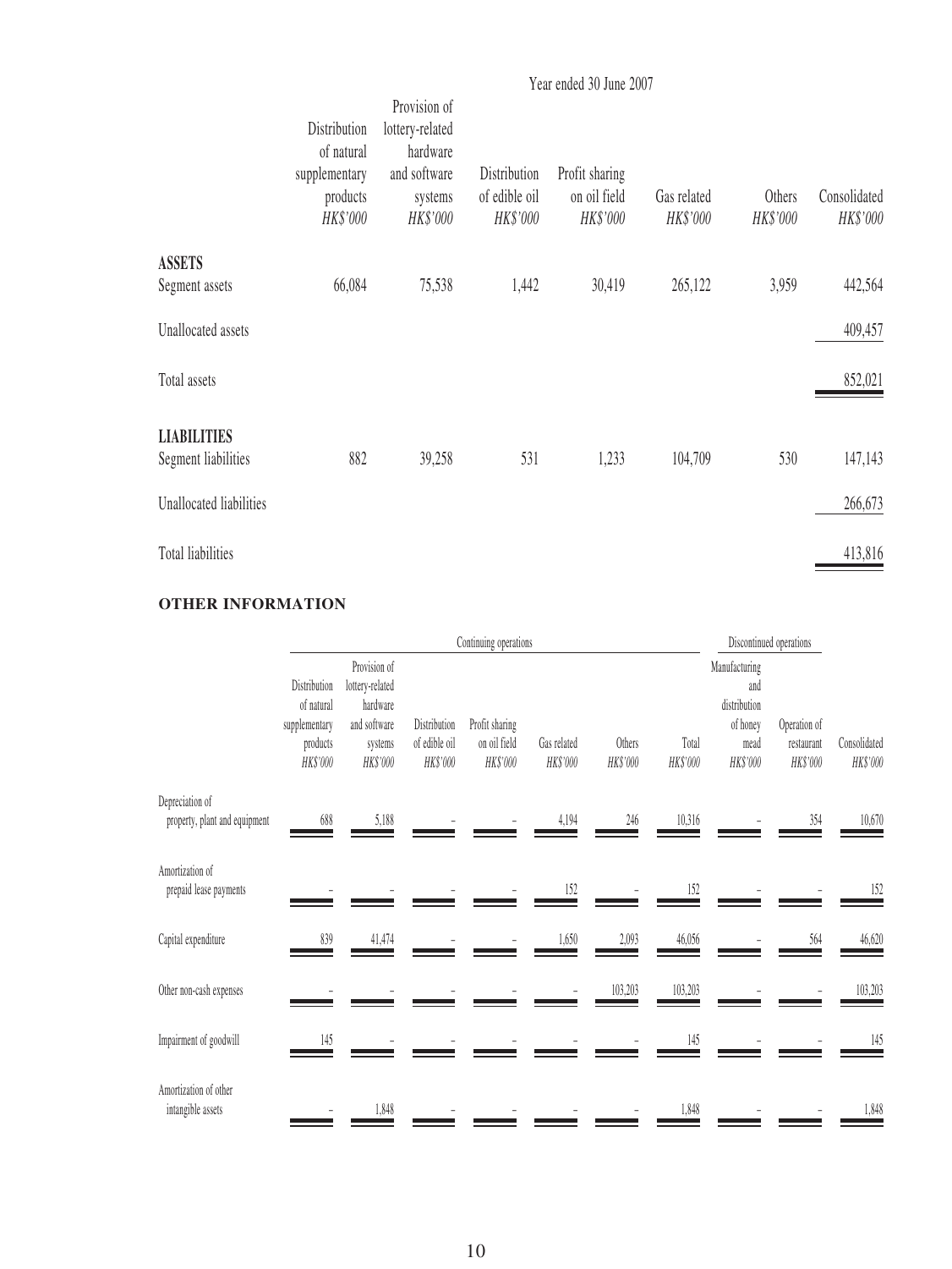| | Year ended 30 June 2007 | | | | | | |
|---|---|---|---|---|---|---|---|
| | Distribution of natural supplementary products *HK$'000* | Provision of lottery-related hardware and software systems *HK$'000* | Distribution of edible oil *HK$'000* | Profit sharing on oil field *HK$'000* | Gas related *HK$'000* | Others *HK$'000* | Consolidated *HK$'000* |
| **ASSETS** | | | | | | | |
| Segment assets | 66,084 | 75,538 | 1,442 | 30,419 | 265,122 | 3,959 | 442,564 |
| Unallocated assets | | | | | | | 409,457 |
| Total assets | | | | | | | 852,021 |
| **LIABILITIES** | | | | | | | |
| Segment liabilities | 882 | 39,258 | 531 | 1,233 | 104,709 | 530 | 147,143 |
| Unallocated liabilities | | | | | | | 266,673 |
| Total liabilities | | | | | | | 413,816 |

**OTHER INFORMATION**

| | Continuing operations | | | | | | | Discontinued operations | | |
|---|---|---|---|---|---|---|---|---|---|---|
| | Distribution of natural supplementary products *HK$'000* | Provision of lottery-related hardware and software systems *HK$'000* | Distribution of edible oil *HK$'000* | Profit sharing on oil field *HK$'000* | Gas related *HK$'000* | Others *HK$'000* | Total *HK$'000* | Manufacturing and distribution of honey mead *HK$'000* | Operation of restaurant *HK$'000* | Consolidated *HK$'000* |
| Depreciation of property, plant and equipment | 688 | 5,188 | – | – | 4,194 | 246 | 10,316 | – | 354 | 10,670 |
| Amortization of prepaid lease payments | – | – | – | – | 152 | – | 152 | – | – | 152 |
| Capital expenditure | 839 | 41,474 | – | – | 1,650 | 2,093 | 46,056 | – | 564 | 46,620 |
| Other non-cash expenses | – | – | – | – | – | 103,203 | 103,203 | – | – | 103,203 |
| Impairment of goodwill | 145 | – | – | – | – | – | 145 | – | – | 145 |
| Amortization of other intangible assets | – | 1,848 | – | – | – | – | 1,848 | – | – | 1,848 |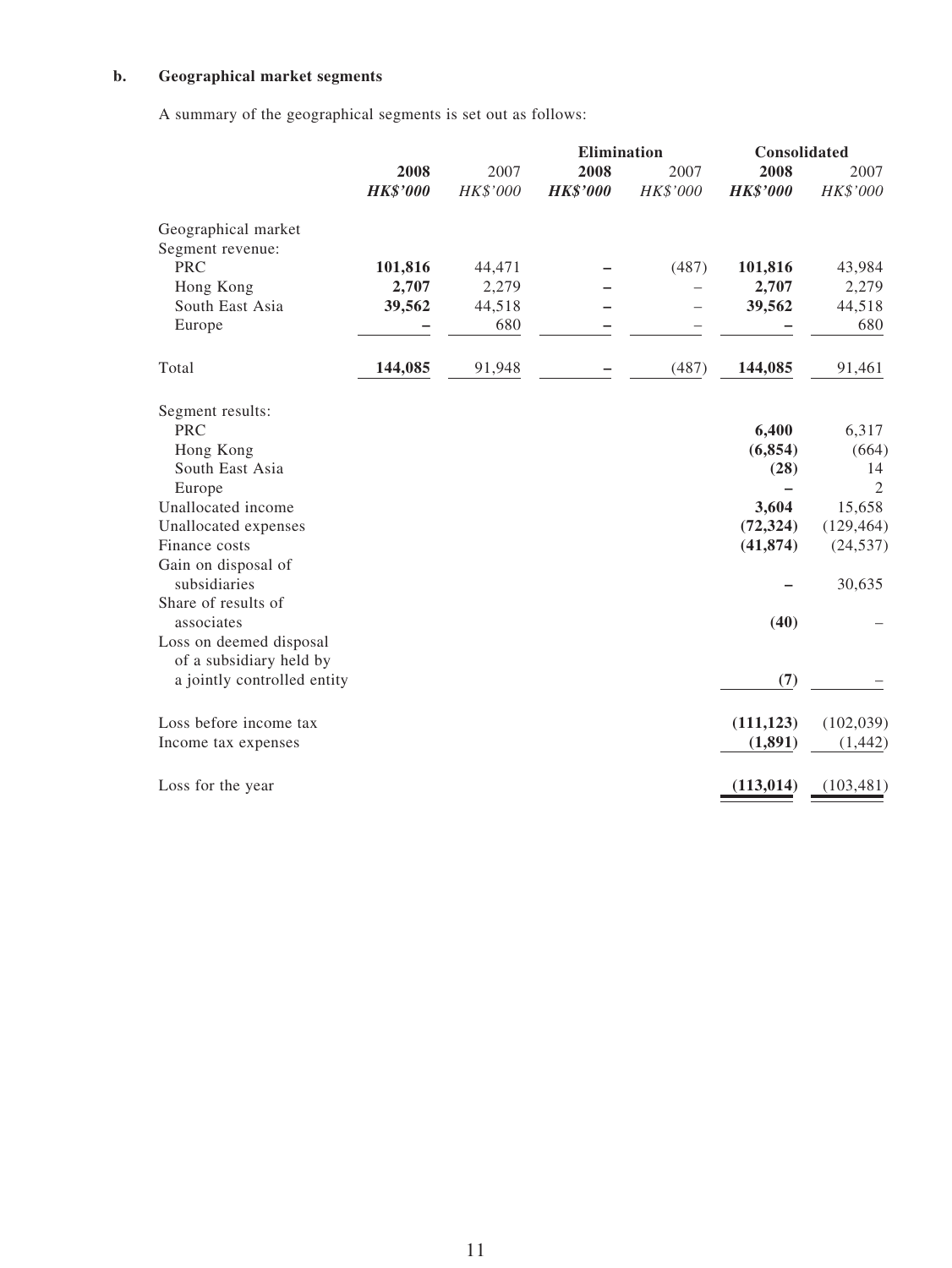**b. Geographical market segments**

A summary of the geographical segments is set out as follows:

| | 2008 | 2007 | Elimination 2008 | Elimination 2007 | Consolidated 2008 | Consolidated 2007 |
|---|---|---|---|---|---|---|
| | ***HK$'000*** | *HK$'000* | ***HK$'000*** | *HK$'000* | ***HK$'000*** | *HK$'000* |
| Geographical market | | | | | | |
| Segment revenue: | | | | | | |
| PRC | **101,816** | 44,471 | **–** | (487) | **101,816** | 43,984 |
| Hong Kong | **2,707** | 2,279 | **–** | – | **2,707** | 2,279 |
| South East Asia | **39,562** | 44,518 | **–** | – | **39,562** | 44,518 |
| Europe | **–** | 680 | **–** | – | **–** | 680 |
| Total | **144,085** | 91,948 | **–** | (487) | **144,085** | 91,461 |
| Segment results: | | | | | | |
| PRC | | | | | **6,400** | 6,317 |
| Hong Kong | | | | | **(6,854)** | (664) |
| South East Asia | | | | | **(28)** | 14 |
| Europe | | | | | **–** | 2 |
| Unallocated income | | | | | **3,604** | 15,658 |
| Unallocated expenses | | | | | **(72,324)** | (129,464) |
| Finance costs | | | | | **(41,874)** | (24,537) |
| Gain on disposal of subsidiaries | | | | | **–** | 30,635 |
| Share of results of associates | | | | | **(40)** | – |
| Loss on deemed disposal of a subsidiary held by a jointly controlled entity | | | | | **(7)** | – |
| Loss before income tax | | | | | **(111,123)** | (102,039) |
| Income tax expenses | | | | | **(1,891)** | (1,442) |
| Loss for the year | | | | | **(113,014)** | (103,481) |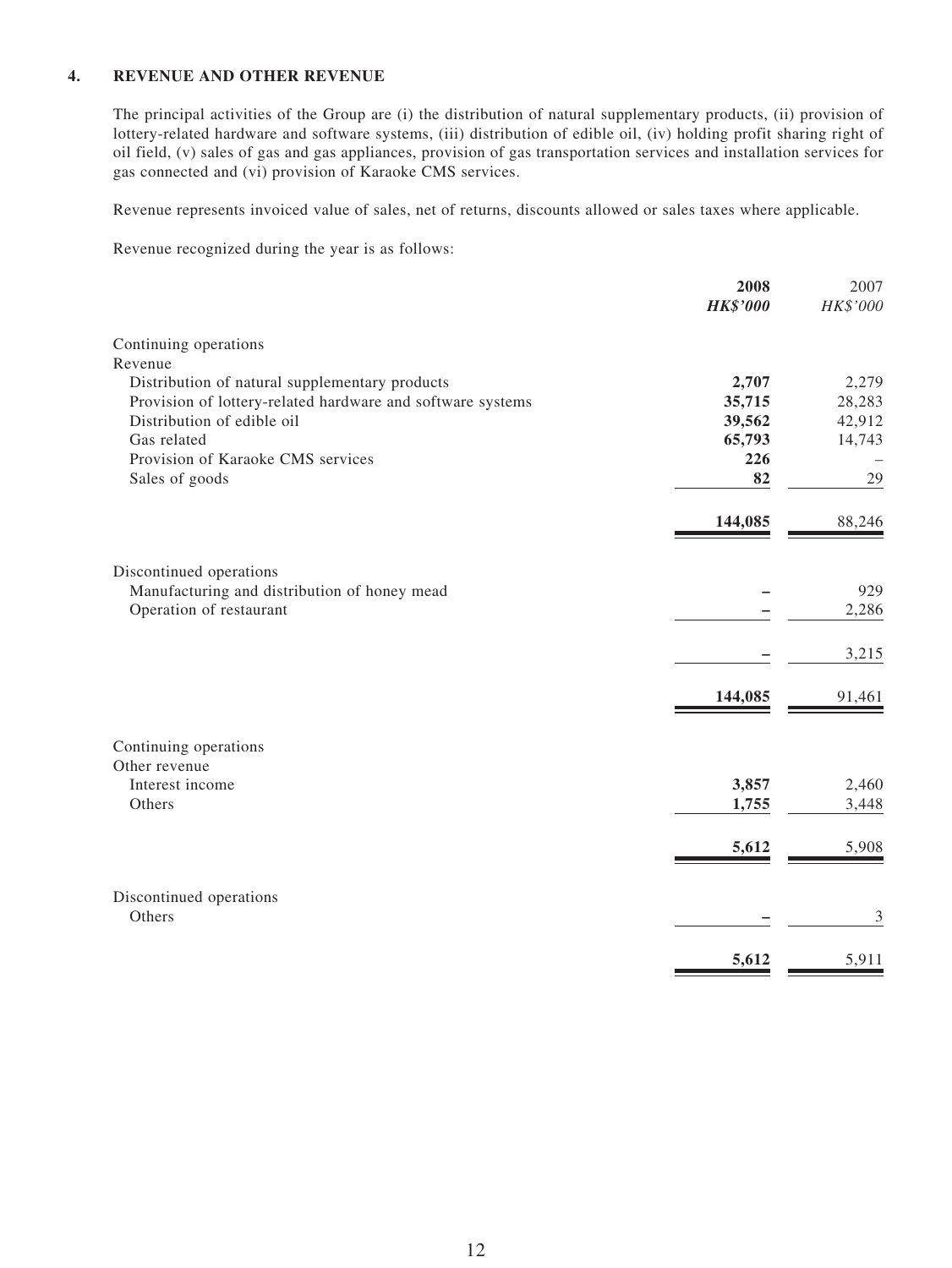## 4. REVENUE AND OTHER REVENUE

The principal activities of the Group are (i) the distribution of natural supplementary products, (ii) provision of lottery-related hardware and software systems, (iii) distribution of edible oil, (iv) holding profit sharing right of oil field, (v) sales of gas and gas appliances, provision of gas transportation services and installation services for gas connected and (vi) provision of Karaoke CMS services.

Revenue represents invoiced value of sales, net of returns, discounts allowed or sales taxes where applicable.

Revenue recognized during the year is as follows:

| | **2008** | 2007 |
|---|---|---|
| | ***HK$'000*** | *HK$'000* |
| Continuing operations | | |
| Revenue | | |
| Distribution of natural supplementary products | **2,707** | 2,279 |
| Provision of lottery-related hardware and software systems | **35,715** | 28,283 |
| Distribution of edible oil | **39,562** | 42,912 |
| Gas related | **65,793** | 14,743 |
| Provision of Karaoke CMS services | **226** | – |
| Sales of goods | **82** | 29 |
| | **144,085** | 88,246 |
| Discontinued operations | | |
| Manufacturing and distribution of honey mead | **–** | 929 |
| Operation of restaurant | **–** | 2,286 |
| | **–** | 3,215 |
| | **144,085** | 91,461 |
| Continuing operations | | |
| Other revenue | | |
| Interest income | **3,857** | 2,460 |
| Others | **1,755** | 3,448 |
| | **5,612** | 5,908 |
| Discontinued operations | | |
| Others | **–** | 3 |
| | **5,612** | 5,911 |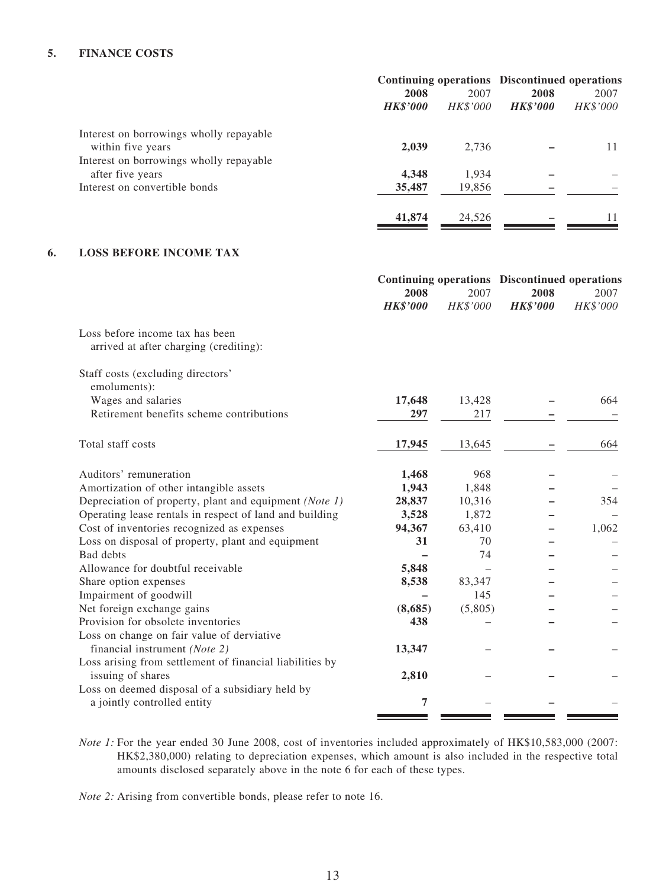## 5. FINANCE COSTS

| | Continuing operations | | Discontinued operations | |
|---|---|---|---|---|
| | **2008** | 2007 | **2008** | 2007 |
| | ***HK$'000*** | *HK$'000* | ***HK$'000*** | *HK$'000* |
| Interest on borrowings wholly repayable within five years | **2,039** | 2,736 | **–** | 11 |
| Interest on borrowings wholly repayable after five years | **4,348** | 1,934 | **–** | – |
| Interest on convertible bonds | **35,487** | 19,856 | **–** | – |
| | **41,874** | 24,526 | **–** | 11 |

## 6. LOSS BEFORE INCOME TAX

| | Continuing operations | | Discontinued operations | |
|---|---|---|---|---|
| | **2008** | 2007 | **2008** | 2007 |
| | ***HK$'000*** | *HK$'000* | ***HK$'000*** | *HK$'000* |
| Loss before income tax has been arrived at after charging (crediting): | | | | |
| Staff costs (excluding directors' emoluments): | | | | |
| Wages and salaries | **17,648** | 13,428 | **–** | 664 |
| Retirement benefits scheme contributions | **297** | 217 | **–** | – |
| Total staff costs | **17,945** | 13,645 | **–** | 664 |
| Auditors' remuneration | **1,468** | 968 | **–** | – |
| Amortization of other intangible assets | **1,943** | 1,848 | **–** | – |
| Depreciation of property, plant and equipment *(Note 1)* | **28,837** | 10,316 | **–** | 354 |
| Operating lease rentals in respect of land and building | **3,528** | 1,872 | **–** | – |
| Cost of inventories recognized as expenses | **94,367** | 63,410 | **–** | 1,062 |
| Loss on disposal of property, plant and equipment | **31** | 70 | **–** | – |
| Bad debts | **–** | 74 | **–** | – |
| Allowance for doubtful receivable | **5,848** | – | **–** | – |
| Share option expenses | **8,538** | 83,347 | **–** | – |
| Impairment of goodwill | **–** | 145 | **–** | – |
| Net foreign exchange gains | **(8,685)** | (5,805) | **–** | – |
| Provision for obsolete inventories | **438** | – | **–** | – |
| Loss on change on fair value of derviative financial instrument *(Note 2)* | **13,347** | – | **–** | – |
| Loss arising from settlement of financial liabilities by issuing of shares | **2,810** | – | **–** | – |
| Loss on deemed disposal of a subsidiary held by a jointly controlled entity | **7** | – | **–** | – |

*Note 1:* For the year ended 30 June 2008, cost of inventories included approximately of HK$10,583,000 (2007: HK$2,380,000) relating to depreciation expenses, which amount is also included in the respective total amounts disclosed separately above in the note 6 for each of these types.

*Note 2:* Arising from convertible bonds, please refer to note 16.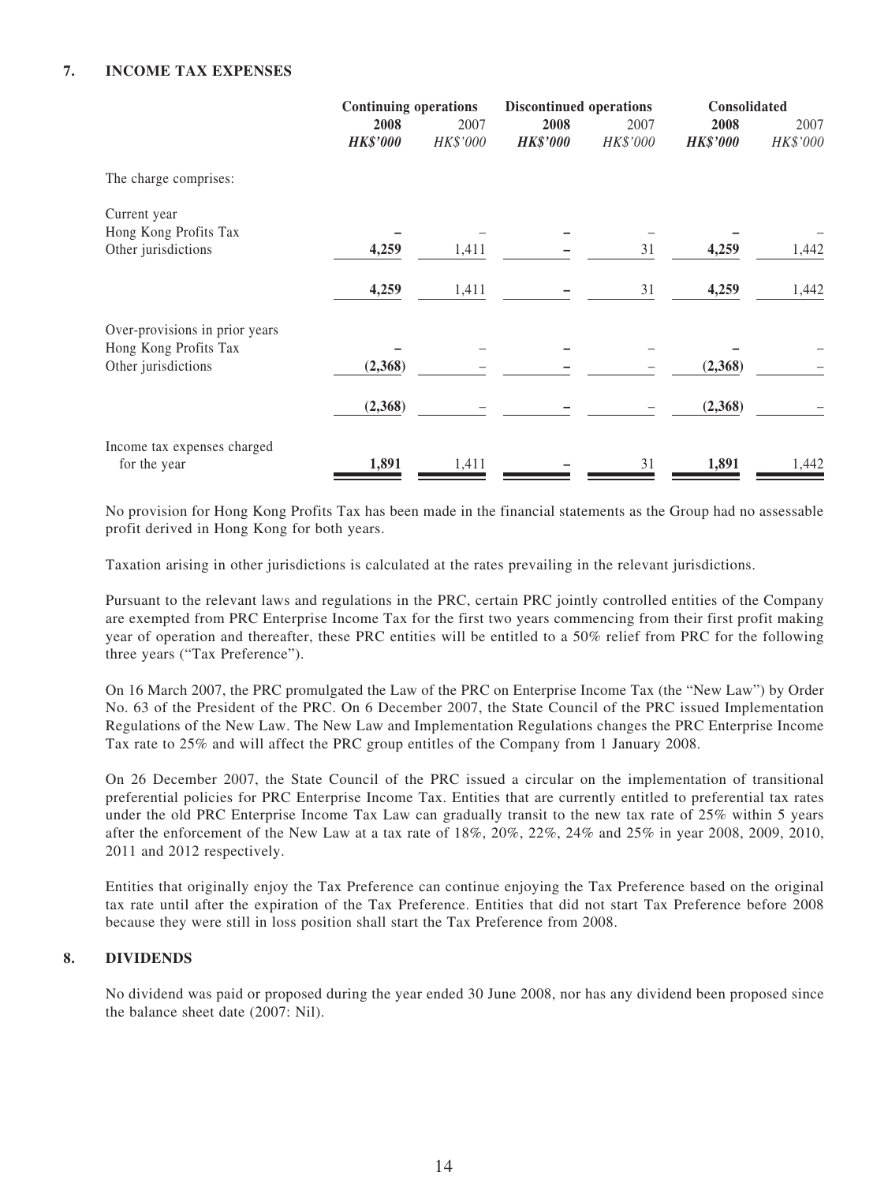## 7. INCOME TAX EXPENSES

| | Continuing operations | | Discontinued operations | | Consolidated | |
|---|---|---|---|---|---|---|
| | **2008** | 2007 | **2008** | 2007 | **2008** | 2007 |
| | ***HK$'000*** | *HK$'000* | ***HK$'000*** | *HK$'000* | ***HK$'000*** | *HK$'000* |
| The charge comprises: | | | | | | |
| Current year | | | | | | |
| Hong Kong Profits Tax | **–** | – | **–** | – | **–** | – |
| Other jurisdictions | **4,259** | 1,411 | **–** | 31 | **4,259** | 1,442 |
| | **4,259** | 1,411 | **–** | 31 | **4,259** | 1,442 |
| Over-provisions in prior years | | | | | | |
| Hong Kong Profits Tax | **–** | – | **–** | – | **–** | – |
| Other jurisdictions | **(2,368)** | – | **–** | – | **(2,368)** | – |
| | **(2,368)** | – | **–** | – | **(2,368)** | – |
| Income tax expenses charged for the year | **1,891** | 1,411 | **–** | 31 | **1,891** | 1,442 |

No provision for Hong Kong Profits Tax has been made in the financial statements as the Group had no assessable profit derived in Hong Kong for both years.

Taxation arising in other jurisdictions is calculated at the rates prevailing in the relevant jurisdictions.

Pursuant to the relevant laws and regulations in the PRC, certain PRC jointly controlled entities of the Company are exempted from PRC Enterprise Income Tax for the first two years commencing from their first profit making year of operation and thereafter, these PRC entities will be entitled to a 50% relief from PRC for the following three years ("Tax Preference").

On 16 March 2007, the PRC promulgated the Law of the PRC on Enterprise Income Tax (the "New Law") by Order No. 63 of the President of the PRC. On 6 December 2007, the State Council of the PRC issued Implementation Regulations of the New Law. The New Law and Implementation Regulations changes the PRC Enterprise Income Tax rate to 25% and will affect the PRC group entitles of the Company from 1 January 2008.

On 26 December 2007, the State Council of the PRC issued a circular on the implementation of transitional preferential policies for PRC Enterprise Income Tax. Entities that are currently entitled to preferential tax rates under the old PRC Enterprise Income Tax Law can gradually transit to the new tax rate of 25% within 5 years after the enforcement of the New Law at a tax rate of 18%, 20%, 22%, 24% and 25% in year 2008, 2009, 2010, 2011 and 2012 respectively.

Entities that originally enjoy the Tax Preference can continue enjoying the Tax Preference based on the original tax rate until after the expiration of the Tax Preference. Entities that did not start Tax Preference before 2008 because they were still in loss position shall start the Tax Preference from 2008.

## 8. DIVIDENDS

No dividend was paid or proposed during the year ended 30 June 2008, nor has any dividend been proposed since the balance sheet date (2007: Nil).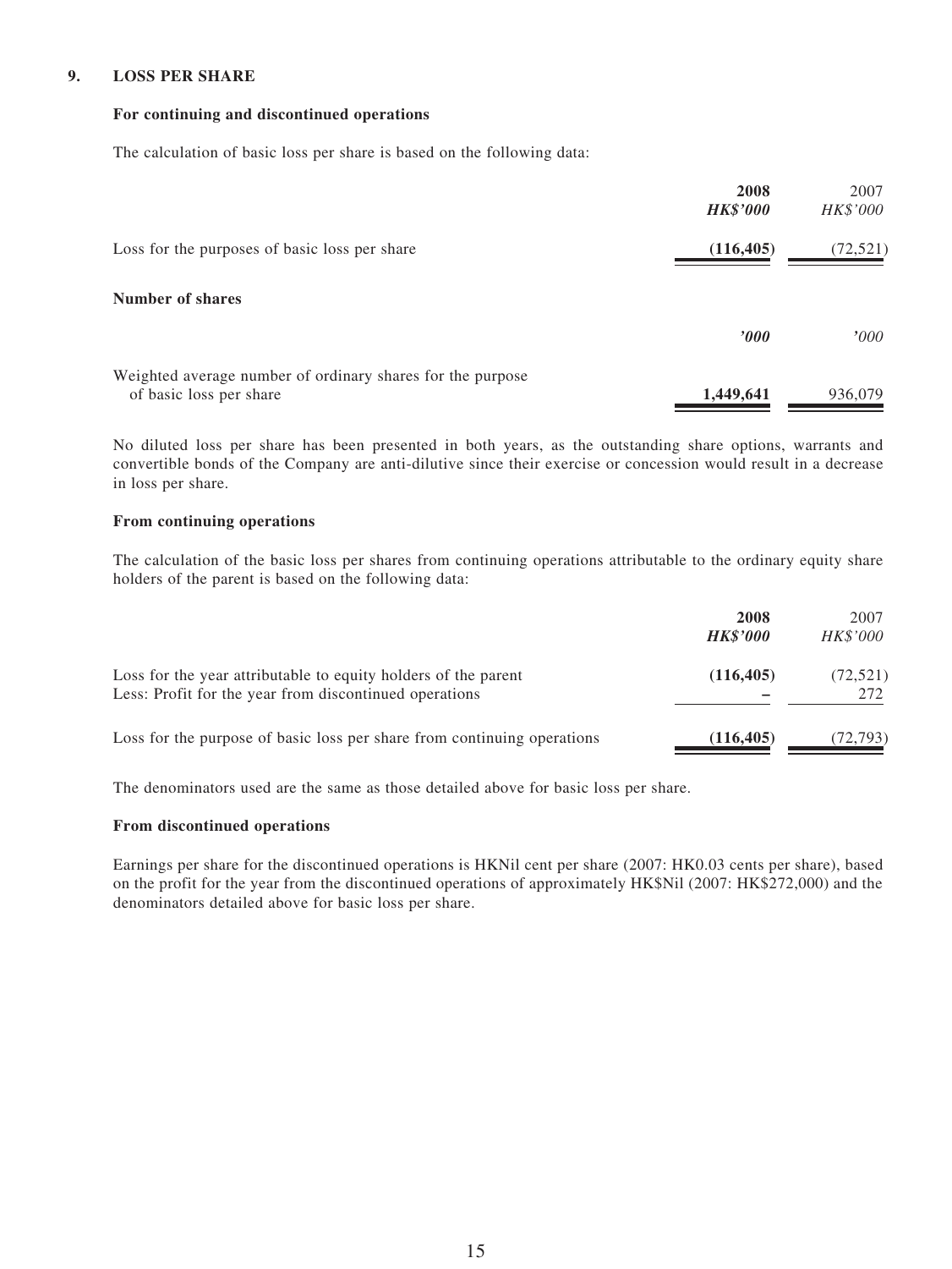## 9. LOSS PER SHARE

### For continuing and discontinued operations

The calculation of basic loss per share is based on the following data:

| | **2008** | 2007 |
|---|---|---|
| | ***HK$'000*** | *HK$'000* |
| Loss for the purposes of basic loss per share | **(116,405)** | (72,521) |

**Number of shares**

| | ***'000*** | *'000* |
|---|---|---|
| Weighted average number of ordinary shares for the purpose of basic loss per share | **1,449,641** | 936,079 |

No diluted loss per share has been presented in both years, as the outstanding share options, warrants and convertible bonds of the Company are anti-dilutive since their exercise or concession would result in a decrease in loss per share.

### From continuing operations

The calculation of the basic loss per shares from continuing operations attributable to the ordinary equity share holders of the parent is based on the following data:

| | **2008** | 2007 |
|---|---|---|
| | ***HK$'000*** | *HK$'000* |
| Loss for the year attributable to equity holders of the parent | **(116,405)** | (72,521) |
| Less: Profit for the year from discontinued operations | **–** | 272 |
| Loss for the purpose of basic loss per share from continuing operations | **(116,405)** | (72,793) |

The denominators used are the same as those detailed above for basic loss per share.

### From discontinued operations

Earnings per share for the discontinued operations is HKNil cent per share (2007: HK0.03 cents per share), based on the profit for the year from the discontinued operations of approximately HK$Nil (2007: HK$272,000) and the denominators detailed above for basic loss per share.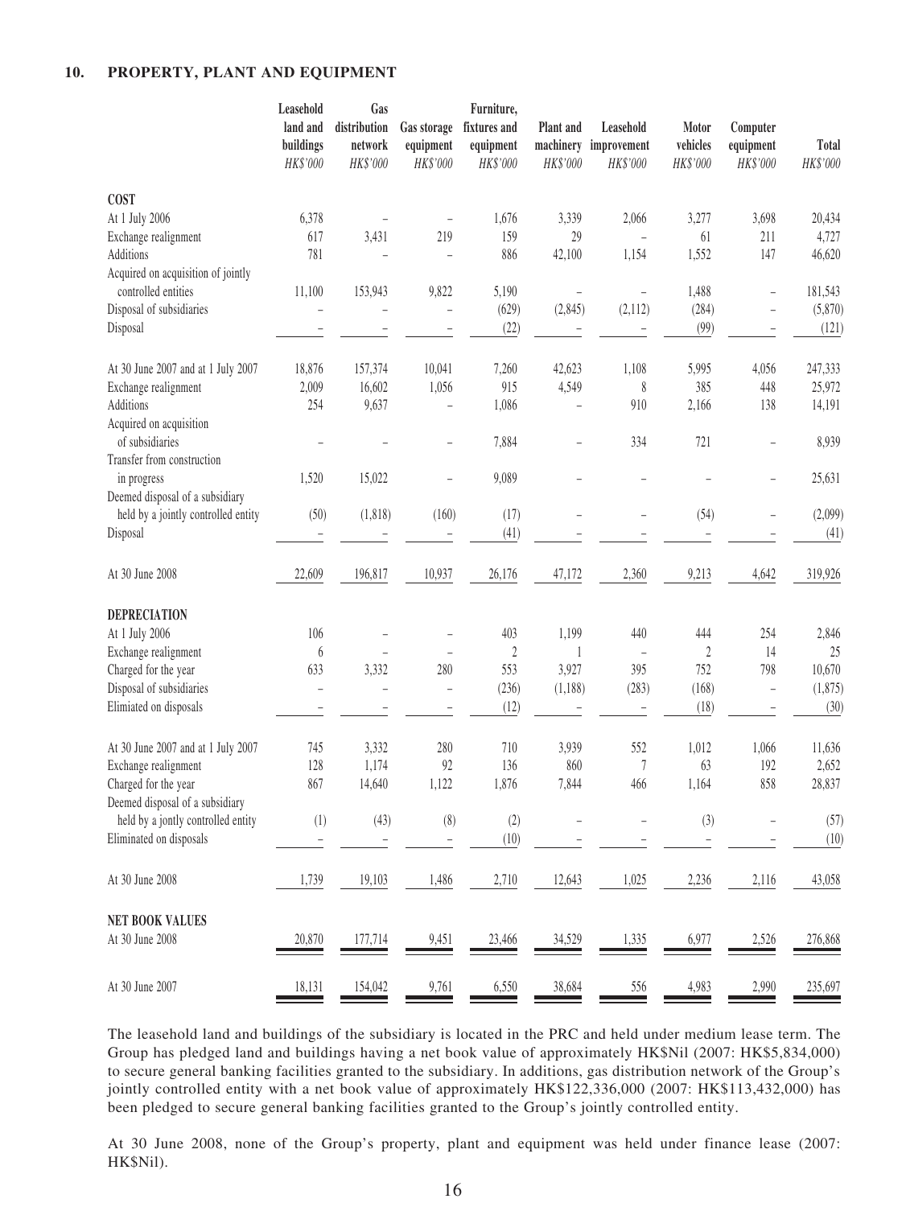## 10. PROPERTY, PLANT AND EQUIPMENT

| | Leasehold land and buildings HK$'000 | Gas distribution network HK$'000 | Gas storage equipment HK$'000 | Furniture, fixtures and equipment HK$'000 | Plant and machinery HK$'000 | Leasehold improvement HK$'000 | Motor vehicles HK$'000 | Computer equipment HK$'000 | Total HK$'000 |
|---|---|---|---|---|---|---|---|---|---|
| **COST** | | | | | | | | | |
| At 1 July 2006 | 6,378 | – | – | 1,676 | 3,339 | 2,066 | 3,277 | 3,698 | 20,434 |
| Exchange realignment | 617 | 3,431 | 219 | 159 | 29 | – | 61 | 211 | 4,727 |
| Additions | 781 | – | – | 886 | 42,100 | 1,154 | 1,552 | 147 | 46,620 |
| Acquired on acquisition of jointly controlled entities | 11,100 | 153,943 | 9,822 | 5,190 | – | – | 1,488 | – | 181,543 |
| Disposal of subsidiaries | – | – | – | (629) | (2,845) | (2,112) | (284) | – | (5,870) |
| Disposal | – | – | – | (22) | – | – | (99) | – | (121) |
| At 30 June 2007 and at 1 July 2007 | 18,876 | 157,374 | 10,041 | 7,260 | 42,623 | 1,108 | 5,995 | 4,056 | 247,333 |
| Exchange realignment | 2,009 | 16,602 | 1,056 | 915 | 4,549 | 8 | 385 | 448 | 25,972 |
| Additions | 254 | 9,637 | – | 1,086 | – | 910 | 2,166 | 138 | 14,191 |
| Acquired on acquisition of subsidiaries | – | – | – | 7,884 | – | 334 | 721 | – | 8,939 |
| Transfer from construction in progress | 1,520 | 15,022 | – | 9,089 | – | – | – | – | 25,631 |
| Deemed disposal of a subsidiary held by a jointly controlled entity | (50) | (1,818) | (160) | (17) | – | – | (54) | – | (2,099) |
| Disposal | – | – | – | (41) | – | – | – | – | (41) |
| At 30 June 2008 | 22,609 | 196,817 | 10,937 | 26,176 | 47,172 | 2,360 | 9,213 | 4,642 | 319,926 |
| **DEPRECIATION** | | | | | | | | | |
| At 1 July 2006 | 106 | – | – | 403 | 1,199 | 440 | 444 | 254 | 2,846 |
| Exchange realignment | 6 | – | – | 2 | 1 | – | 2 | 14 | 25 |
| Charged for the year | 633 | 3,332 | 280 | 553 | 3,927 | 395 | 752 | 798 | 10,670 |
| Disposal of subsidiaries | – | – | – | (236) | (1,188) | (283) | (168) | – | (1,875) |
| Elimiated on disposals | – | – | – | (12) | – | – | (18) | – | (30) |
| At 30 June 2007 and at 1 July 2007 | 745 | 3,332 | 280 | 710 | 3,939 | 552 | 1,012 | 1,066 | 11,636 |
| Exchange realignment | 128 | 1,174 | 92 | 136 | 860 | 7 | 63 | 192 | 2,652 |
| Charged for the year | 867 | 14,640 | 1,122 | 1,876 | 7,844 | 466 | 1,164 | 858 | 28,837 |
| Deemed disposal of a subsidiary held by a jontly controlled entity | (1) | (43) | (8) | (2) | – | – | (3) | – | (57) |
| Eliminated on disposals | – | – | – | (10) | – | – | – | – | (10) |
| At 30 June 2008 | 1,739 | 19,103 | 1,486 | 2,710 | 12,643 | 1,025 | 2,236 | 2,116 | 43,058 |
| **NET BOOK VALUES** | | | | | | | | | |
| At 30 June 2008 | 20,870 | 177,714 | 9,451 | 23,466 | 34,529 | 1,335 | 6,977 | 2,526 | 276,868 |
| At 30 June 2007 | 18,131 | 154,042 | 9,761 | 6,550 | 38,684 | 556 | 4,983 | 2,990 | 235,697 |

The leasehold land and buildings of the subsidiary is located in the PRC and held under medium lease term. The Group has pledged land and buildings having a net book value of approximately HK$Nil (2007: HK$5,834,000) to secure general banking facilities granted to the subsidiary. In additions, gas distribution network of the Group's jointly controlled entity with a net book value of approximately HK$122,336,000 (2007: HK$113,432,000) has been pledged to secure general banking facilities granted to the Group's jointly controlled entity.

At 30 June 2008, none of the Group's property, plant and equipment was held under finance lease (2007: HK$Nil).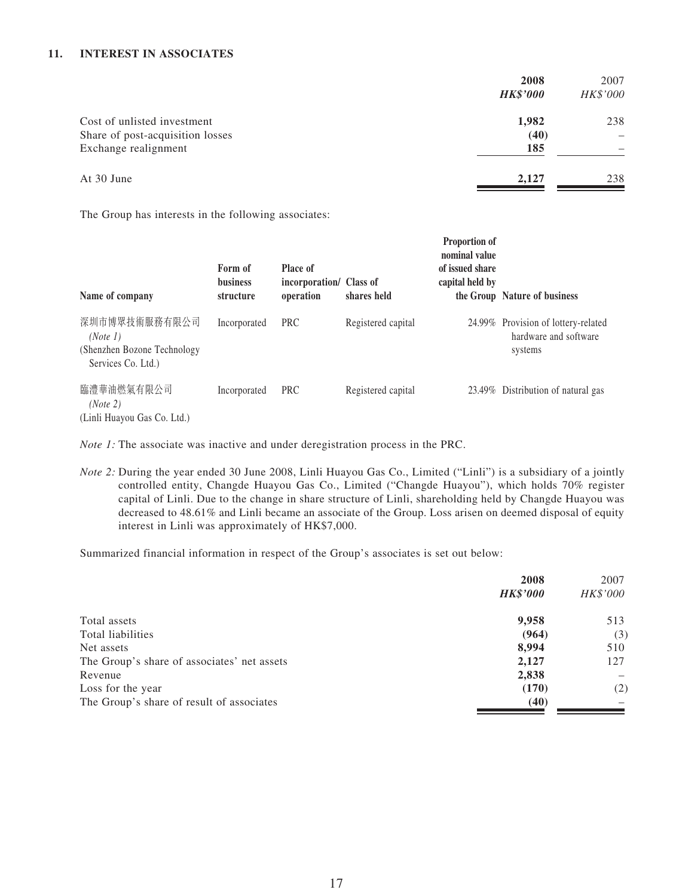## 11. INTEREST IN ASSOCIATES

| | 2008 | 2007 |
|---|---|---|
| | ***HK\$'000*** | *HK\$'000* |
| Cost of unlisted investment | **1,982** | 238 |
| Share of post-acquisition losses | **(40)** | – |
| Exchange realignment | **185** | – |
| At 30 June | **2,127** | 238 |

The Group has interests in the following associates:

| Name of company | Form of business structure | Place of incorporation/ operation | Class of shares held | Proportion of nominal value of issued share capital held by the Group | Nature of business |
|---|---|---|---|---|---|
| 深圳市博眾技術服務有限公司 *(Note 1)* (Shenzhen Bozone Technology Services Co. Ltd.) | Incorporated | PRC | Registered capital | 24.99% | Provision of lottery-related hardware and software systems |
| 臨澧華油燃氣有限公司 *(Note 2)* (Linli Huayou Gas Co. Ltd.) | Incorporated | PRC | Registered capital | 23.49% | Distribution of natural gas |

*Note 1:* The associate was inactive and under deregistration process in the PRC.

*Note 2:* During the year ended 30 June 2008, Linli Huayou Gas Co., Limited ("Linli") is a subsidiary of a jointly controlled entity, Changde Huayou Gas Co., Limited ("Changde Huayou"), which holds 70% register capital of Linli. Due to the change in share structure of Linli, shareholding held by Changde Huayou was decreased to 48.61% and Linli became an associate of the Group. Loss arisen on deemed disposal of equity interest in Linli was approximately of HK\$7,000.

Summarized financial information in respect of the Group's associates is set out below:

| | 2008 | 2007 |
|---|---|---|
| | ***HK\$'000*** | *HK\$'000* |
| Total assets | **9,958** | 513 |
| Total liabilities | **(964)** | (3) |
| Net assets | **8,994** | 510 |
| The Group's share of associates' net assets | **2,127** | 127 |
| Revenue | **2,838** | – |
| Loss for the year | **(170)** | (2) |
| The Group's share of result of associates | **(40)** | – |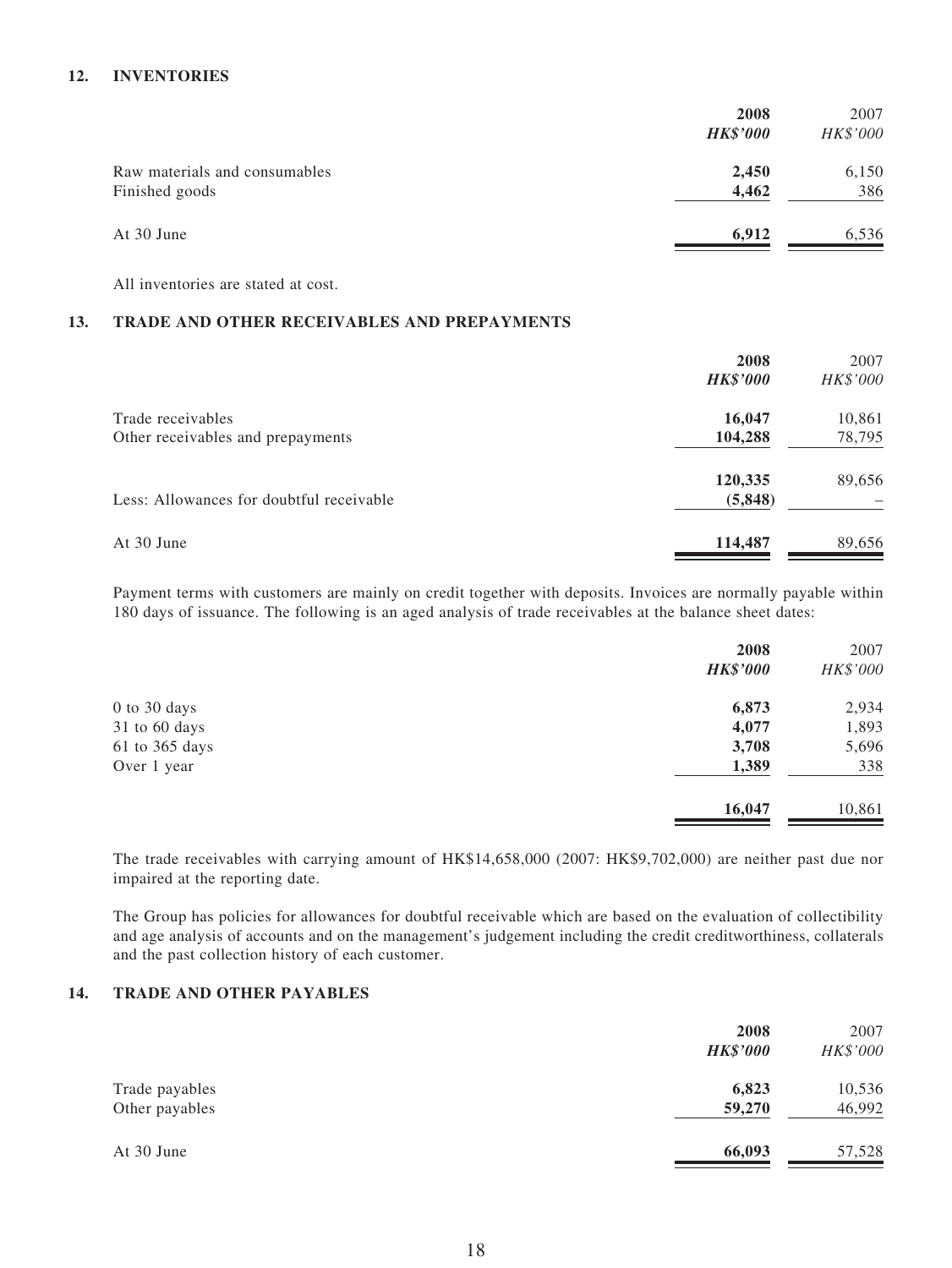## 12. INVENTORIES

| | 2008 | 2007 |
|---|---|---|
| | ***HK$'000*** | *HK$'000* |
| Raw materials and consumables | **2,450** | 6,150 |
| Finished goods | **4,462** | 386 |
| At 30 June | **6,912** | 6,536 |

All inventories are stated at cost.

## 13. TRADE AND OTHER RECEIVABLES AND PREPAYMENTS

| | 2008 | 2007 |
|---|---|---|
| | ***HK$'000*** | *HK$'000* |
| Trade receivables | **16,047** | 10,861 |
| Other receivables and prepayments | **104,288** | 78,795 |
| | **120,335** | 89,656 |
| Less: Allowances for doubtful receivable | **(5,848)** | – |
| At 30 June | **114,487** | 89,656 |

Payment terms with customers are mainly on credit together with deposits. Invoices are normally payable within 180 days of issuance. The following is an aged analysis of trade receivables at the balance sheet dates:

| | 2008 | 2007 |
|---|---|---|
| | ***HK$'000*** | *HK$'000* |
| 0 to 30 days | **6,873** | 2,934 |
| 31 to 60 days | **4,077** | 1,893 |
| 61 to 365 days | **3,708** | 5,696 |
| Over 1 year | **1,389** | 338 |
| | **16,047** | 10,861 |

The trade receivables with carrying amount of HK$14,658,000 (2007: HK$9,702,000) are neither past due nor impaired at the reporting date.

The Group has policies for allowances for doubtful receivable which are based on the evaluation of collectibility and age analysis of accounts and on the management's judgement including the credit creditworthiness, collaterals and the past collection history of each customer.

## 14. TRADE AND OTHER PAYABLES

| | 2008 | 2007 |
|---|---|---|
| | ***HK$'000*** | *HK$'000* |
| Trade payables | **6,823** | 10,536 |
| Other payables | **59,270** | 46,992 |
| At 30 June | **66,093** | 57,528 |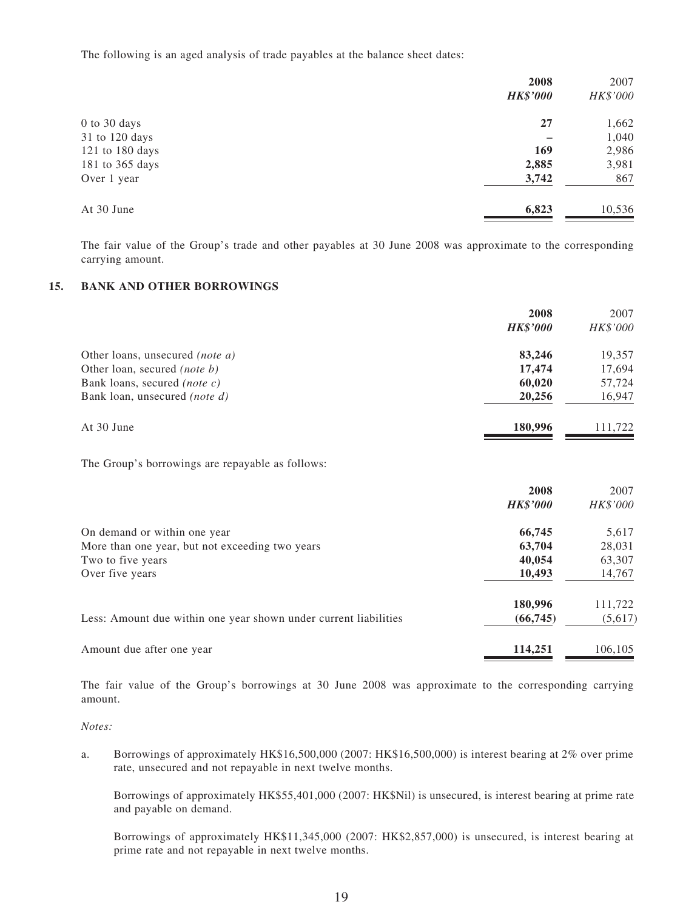The following is an aged analysis of trade payables at the balance sheet dates:

| | 2008<br>*HK$'000* | 2007<br>*HK$'000* |
|---|---|---|
| 0 to 30 days | **27** | 1,662 |
| 31 to 120 days | **–** | 1,040 |
| 121 to 180 days | **169** | 2,986 |
| 181 to 365 days | **2,885** | 3,981 |
| Over 1 year | **3,742** | 867 |
| At 30 June | **6,823** | 10,536 |

The fair value of the Group's trade and other payables at 30 June 2008 was approximate to the corresponding carrying amount.

## 15. BANK AND OTHER BORROWINGS

| | 2008<br>*HK$'000* | 2007<br>*HK$'000* |
|---|---|---|
| Other loans, unsecured *(note a)* | **83,246** | 19,357 |
| Other loan, secured *(note b)* | **17,474** | 17,694 |
| Bank loans, secured *(note c)* | **60,020** | 57,724 |
| Bank loan, unsecured *(note d)* | **20,256** | 16,947 |
| At 30 June | **180,996** | 111,722 |

The Group's borrowings are repayable as follows:

| | 2008<br>*HK$'000* | 2007<br>*HK$'000* |
|---|---|---|
| On demand or within one year | **66,745** | 5,617 |
| More than one year, but not exceeding two years | **63,704** | 28,031 |
| Two to five years | **40,054** | 63,307 |
| Over five years | **10,493** | 14,767 |
| | **180,996** | 111,722 |
| Less: Amount due within one year shown under current liabilities | **(66,745)** | (5,617) |
| Amount due after one year | **114,251** | 106,105 |

The fair value of the Group's borrowings at 30 June 2008 was approximate to the corresponding carrying amount.

*Notes:*

a. Borrowings of approximately HK$16,500,000 (2007: HK$16,500,000) is interest bearing at 2% over prime rate, unsecured and not repayable in next twelve months.

   Borrowings of approximately HK$55,401,000 (2007: HK$Nil) is unsecured, is interest bearing at prime rate and payable on demand.

   Borrowings of approximately HK$11,345,000 (2007: HK$2,857,000) is unsecured, is interest bearing at prime rate and not repayable in next twelve months.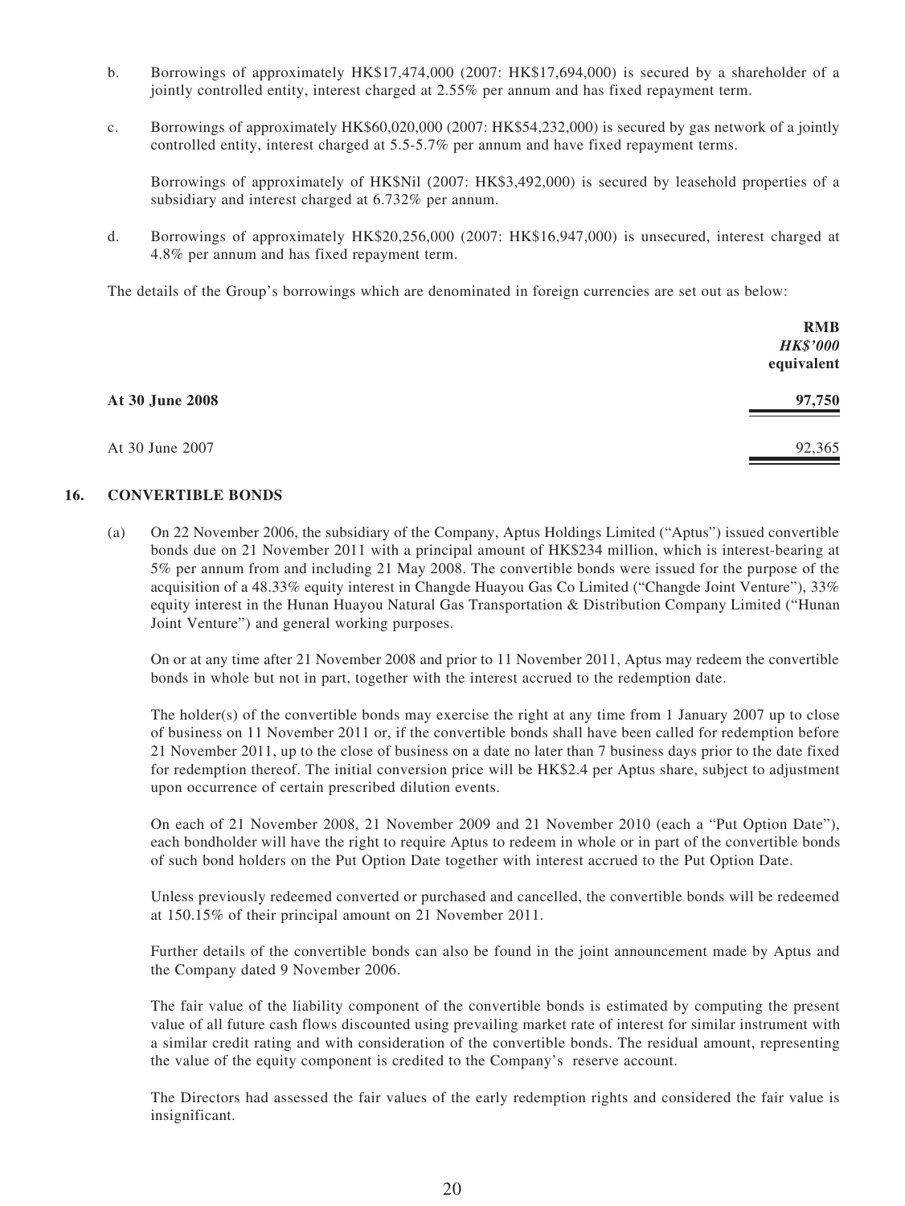b. Borrowings of approximately HK$17,474,000 (2007: HK$17,694,000) is secured by a shareholder of a jointly controlled entity, interest charged at 2.55% per annum and has fixed repayment term.

c. Borrowings of approximately HK$60,020,000 (2007: HK$54,232,000) is secured by gas network of a jointly controlled entity, interest charged at 5.5-5.7% per annum and have fixed repayment terms.

   Borrowings of approximately of HK$Nil (2007: HK$3,492,000) is secured by leasehold properties of a subsidiary and interest charged at 6.732% per annum.

d. Borrowings of approximately HK$20,256,000 (2007: HK$16,947,000) is unsecured, interest charged at 4.8% per annum and has fixed repayment term.

The details of the Group's borrowings which are denominated in foreign currencies are set out as below:

| | RMB *HK$'000* equivalent |
|---|---|
| **At 30 June 2008** | **97,750** |
| At 30 June 2007 | 92,365 |

## 16. CONVERTIBLE BONDS

(a) On 22 November 2006, the subsidiary of the Company, Aptus Holdings Limited ("Aptus") issued convertible bonds due on 21 November 2011 with a principal amount of HK$234 million, which is interest-bearing at 5% per annum from and including 21 May 2008. The convertible bonds were issued for the purpose of the acquisition of a 48.33% equity interest in Changde Huayou Gas Co Limited ("Changde Joint Venture"), 33% equity interest in the Hunan Huayou Natural Gas Transportation & Distribution Company Limited ("Hunan Joint Venture") and general working purposes.

On or at any time after 21 November 2008 and prior to 11 November 2011, Aptus may redeem the convertible bonds in whole but not in part, together with the interest accrued to the redemption date.

The holder(s) of the convertible bonds may exercise the right at any time from 1 January 2007 up to close of business on 11 November 2011 or, if the convertible bonds shall have been called for redemption before 21 November 2011, up to the close of business on a date no later than 7 business days prior to the date fixed for redemption thereof. The initial conversion price will be HK$2.4 per Aptus share, subject to adjustment upon occurrence of certain prescribed dilution events.

On each of 21 November 2008, 21 November 2009 and 21 November 2010 (each a "Put Option Date"), each bondholder will have the right to require Aptus to redeem in whole or in part of the convertible bonds of such bond holders on the Put Option Date together with interest accrued to the Put Option Date.

Unless previously redeemed converted or purchased and cancelled, the convertible bonds will be redeemed at 150.15% of their principal amount on 21 November 2011.

Further details of the convertible bonds can also be found in the joint announcement made by Aptus and the Company dated 9 November 2006.

The fair value of the liability component of the convertible bonds is estimated by computing the present value of all future cash flows discounted using prevailing market rate of interest for similar instrument with a similar credit rating and with consideration of the convertible bonds. The residual amount, representing the value of the equity component is credited to the Company's reserve account.

The Directors had assessed the fair values of the early redemption rights and considered the fair value is insignificant.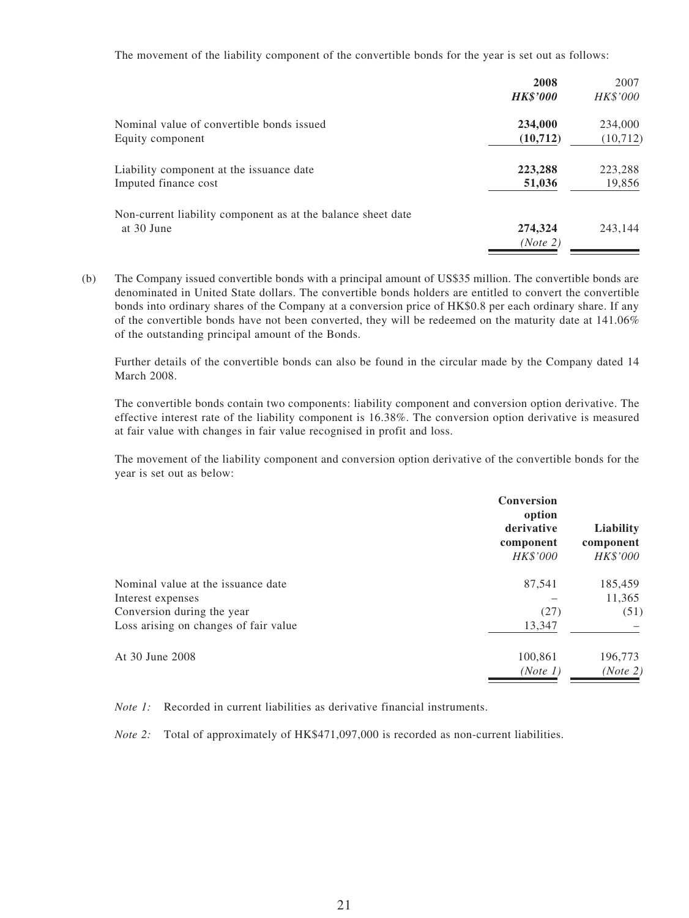The movement of the liability component of the convertible bonds for the year is set out as follows:

| | 2008 | 2007 |
|---|---|---|
| | ***HK$'000*** | *HK$'000* |
| Nominal value of convertible bonds issued | **234,000** | 234,000 |
| Equity component | **(10,712)** | (10,712) |
| Liability component at the issuance date | **223,288** | 223,288 |
| Imputed finance cost | **51,036** | 19,856 |
| Non-current liability component as at the balance sheet date at 30 June | **274,324** *(Note 2)* | 243,144 |

(b) The Company issued convertible bonds with a principal amount of US$35 million. The convertible bonds are denominated in United State dollars. The convertible bonds holders are entitled to convert the convertible bonds into ordinary shares of the Company at a conversion price of HK$0.8 per each ordinary share. If any of the convertible bonds have not been converted, they will be redeemed on the maturity date at 141.06% of the outstanding principal amount of the Bonds.

Further details of the convertible bonds can also be found in the circular made by the Company dated 14 March 2008.

The convertible bonds contain two components: liability component and conversion option derivative. The effective interest rate of the liability component is 16.38%. The conversion option derivative is measured at fair value with changes in fair value recognised in profit and loss.

The movement of the liability component and conversion option derivative of the convertible bonds for the year is set out as below:

| | Conversion option derivative component | Liability component |
|---|---|---|
| | *HK$'000* | *HK$'000* |
| Nominal value at the issuance date | 87,541 | 185,459 |
| Interest expenses | – | 11,365 |
| Conversion during the year | (27) | (51) |
| Loss arising on changes of fair value | 13,347 | – |
| At 30 June 2008 | 100,861 *(Note 1)* | 196,773 *(Note 2)* |

*Note 1:* Recorded in current liabilities as derivative financial instruments.

*Note 2:* Total of approximately of HK$471,097,000 is recorded as non-current liabilities.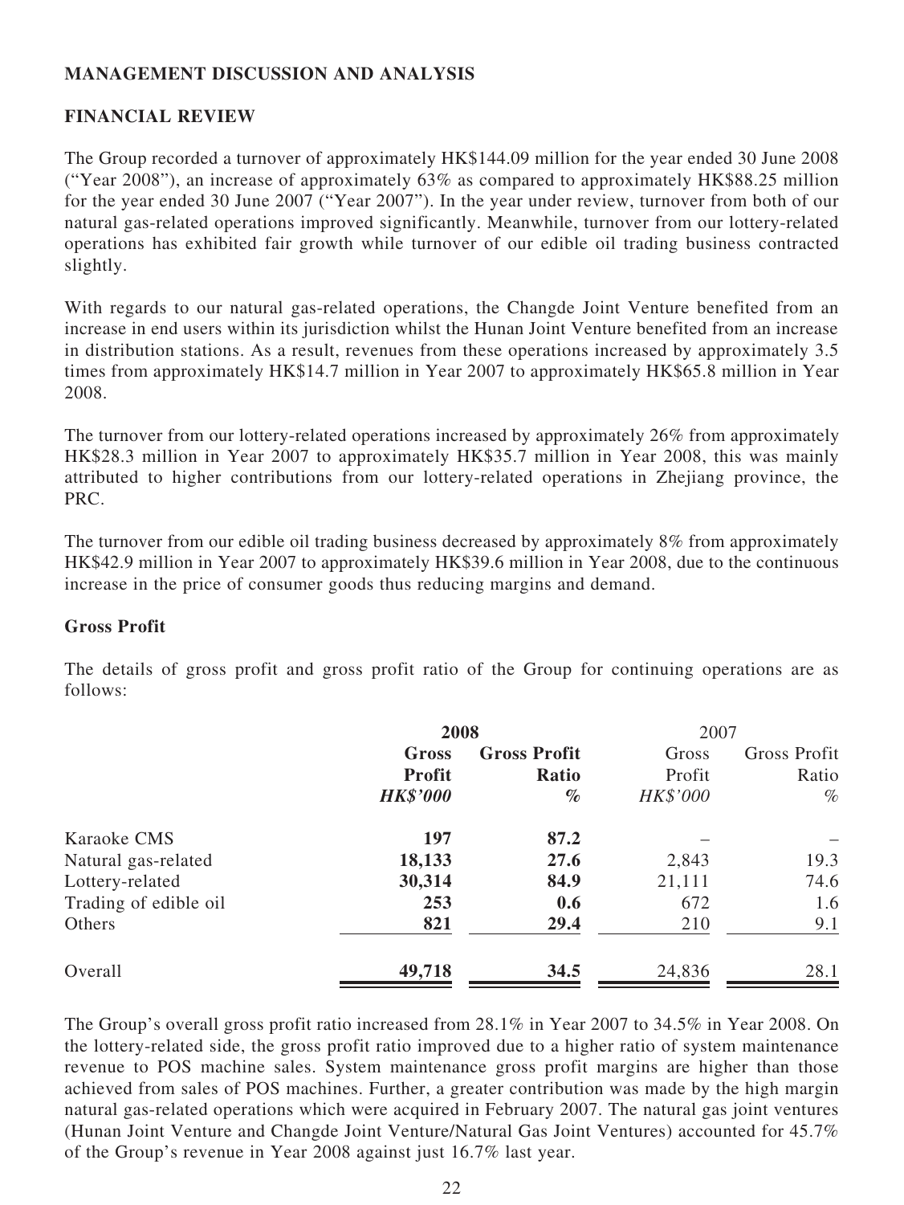## MANAGEMENT DISCUSSION AND ANALYSIS

### FINANCIAL REVIEW

The Group recorded a turnover of approximately HK$144.09 million for the year ended 30 June 2008 ("Year 2008"), an increase of approximately 63% as compared to approximately HK$88.25 million for the year ended 30 June 2007 ("Year 2007"). In the year under review, turnover from both of our natural gas-related operations improved significantly. Meanwhile, turnover from our lottery-related operations has exhibited fair growth while turnover of our edible oil trading business contracted slightly.

With regards to our natural gas-related operations, the Changde Joint Venture benefited from an increase in end users within its jurisdiction whilst the Hunan Joint Venture benefited from an increase in distribution stations. As a result, revenues from these operations increased by approximately 3.5 times from approximately HK$14.7 million in Year 2007 to approximately HK$65.8 million in Year 2008.

The turnover from our lottery-related operations increased by approximately 26% from approximately HK$28.3 million in Year 2007 to approximately HK$35.7 million in Year 2008, this was mainly attributed to higher contributions from our lottery-related operations in Zhejiang province, the PRC.

The turnover from our edible oil trading business decreased by approximately 8% from approximately HK$42.9 million in Year 2007 to approximately HK$39.6 million in Year 2008, due to the continuous increase in the price of consumer goods thus reducing margins and demand.

**Gross Profit**

The details of gross profit and gross profit ratio of the Group for continuing operations are as follows:

| | **2008** | | 2007 | |
|---|---|---|---|---|
| | **Gross Profit** | **Gross Profit Ratio** | Gross Profit | Gross Profit Ratio |
| | ***HK$'000*** | ***%*** | *HK$'000* | *%* |
| Karaoke CMS | **197** | **87.2** | – | – |
| Natural gas-related | **18,133** | **27.6** | 2,843 | 19.3 |
| Lottery-related | **30,314** | **84.9** | 21,111 | 74.6 |
| Trading of edible oil | **253** | **0.6** | 672 | 1.6 |
| Others | **821** | **29.4** | 210 | 9.1 |
| Overall | **49,718** | **34.5** | 24,836 | 28.1 |

The Group's overall gross profit ratio increased from 28.1% in Year 2007 to 34.5% in Year 2008. On the lottery-related side, the gross profit ratio improved due to a higher ratio of system maintenance revenue to POS machine sales. System maintenance gross profit margins are higher than those achieved from sales of POS machines. Further, a greater contribution was made by the high margin natural gas-related operations which were acquired in February 2007. The natural gas joint ventures (Hunan Joint Venture and Changde Joint Venture/Natural Gas Joint Ventures) accounted for 45.7% of the Group's revenue in Year 2008 against just 16.7% last year.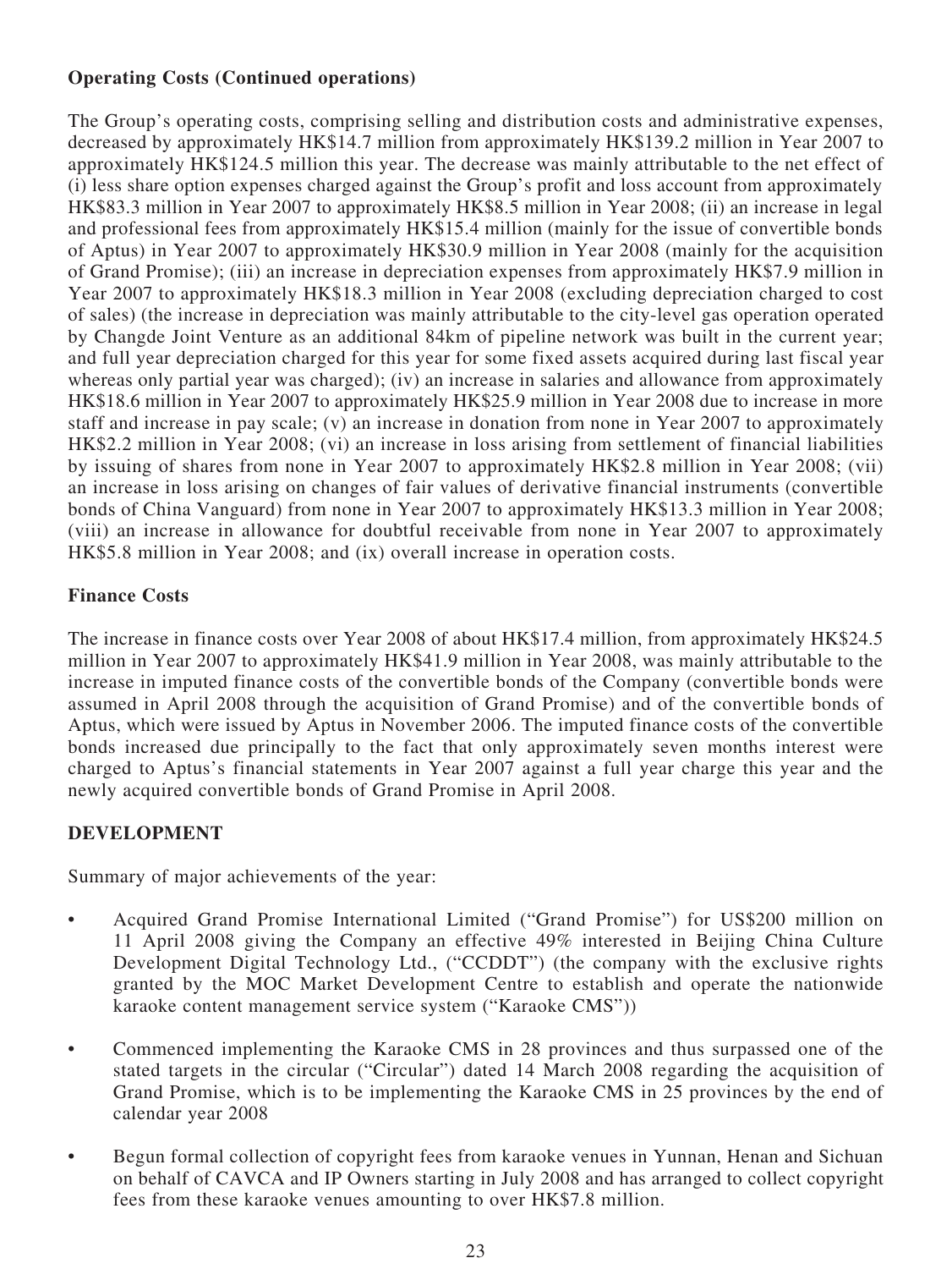**Operating Costs (Continued operations)**

The Group's operating costs, comprising selling and distribution costs and administrative expenses, decreased by approximately HK$14.7 million from approximately HK$139.2 million in Year 2007 to approximately HK$124.5 million this year. The decrease was mainly attributable to the net effect of (i) less share option expenses charged against the Group's profit and loss account from approximately HK$83.3 million in Year 2007 to approximately HK$8.5 million in Year 2008; (ii) an increase in legal and professional fees from approximately HK$15.4 million (mainly for the issue of convertible bonds of Aptus) in Year 2007 to approximately HK$30.9 million in Year 2008 (mainly for the acquisition of Grand Promise); (iii) an increase in depreciation expenses from approximately HK$7.9 million in Year 2007 to approximately HK$18.3 million in Year 2008 (excluding depreciation charged to cost of sales) (the increase in depreciation was mainly attributable to the city-level gas operation operated by Changde Joint Venture as an additional 84km of pipeline network was built in the current year; and full year depreciation charged for this year for some fixed assets acquired during last fiscal year whereas only partial year was charged); (iv) an increase in salaries and allowance from approximately HK$18.6 million in Year 2007 to approximately HK$25.9 million in Year 2008 due to increase in more staff and increase in pay scale; (v) an increase in donation from none in Year 2007 to approximately HK$2.2 million in Year 2008; (vi) an increase in loss arising from settlement of financial liabilities by issuing of shares from none in Year 2007 to approximately HK$2.8 million in Year 2008; (vii) an increase in loss arising on changes of fair values of derivative financial instruments (convertible bonds of China Vanguard) from none in Year 2007 to approximately HK$13.3 million in Year 2008; (viii) an increase in allowance for doubtful receivable from none in Year 2007 to approximately HK$5.8 million in Year 2008; and (ix) overall increase in operation costs.

**Finance Costs**

The increase in finance costs over Year 2008 of about HK$17.4 million, from approximately HK$24.5 million in Year 2007 to approximately HK$41.9 million in Year 2008, was mainly attributable to the increase in imputed finance costs of the convertible bonds of the Company (convertible bonds were assumed in April 2008 through the acquisition of Grand Promise) and of the convertible bonds of Aptus, which were issued by Aptus in November 2006. The imputed finance costs of the convertible bonds increased due principally to the fact that only approximately seven months interest were charged to Aptus's financial statements in Year 2007 against a full year charge this year and the newly acquired convertible bonds of Grand Promise in April 2008.

**DEVELOPMENT**

Summary of major achievements of the year:

- Acquired Grand Promise International Limited ("Grand Promise") for US$200 million on 11 April 2008 giving the Company an effective 49% interested in Beijing China Culture Development Digital Technology Ltd., ("CCDDT") (the company with the exclusive rights granted by the MOC Market Development Centre to establish and operate the nationwide karaoke content management service system ("Karaoke CMS"))
- Commenced implementing the Karaoke CMS in 28 provinces and thus surpassed one of the stated targets in the circular ("Circular") dated 14 March 2008 regarding the acquisition of Grand Promise, which is to be implementing the Karaoke CMS in 25 provinces by the end of calendar year 2008
- Begun formal collection of copyright fees from karaoke venues in Yunnan, Henan and Sichuan on behalf of CAVCA and IP Owners starting in July 2008 and has arranged to collect copyright fees from these karaoke venues amounting to over HK$7.8 million.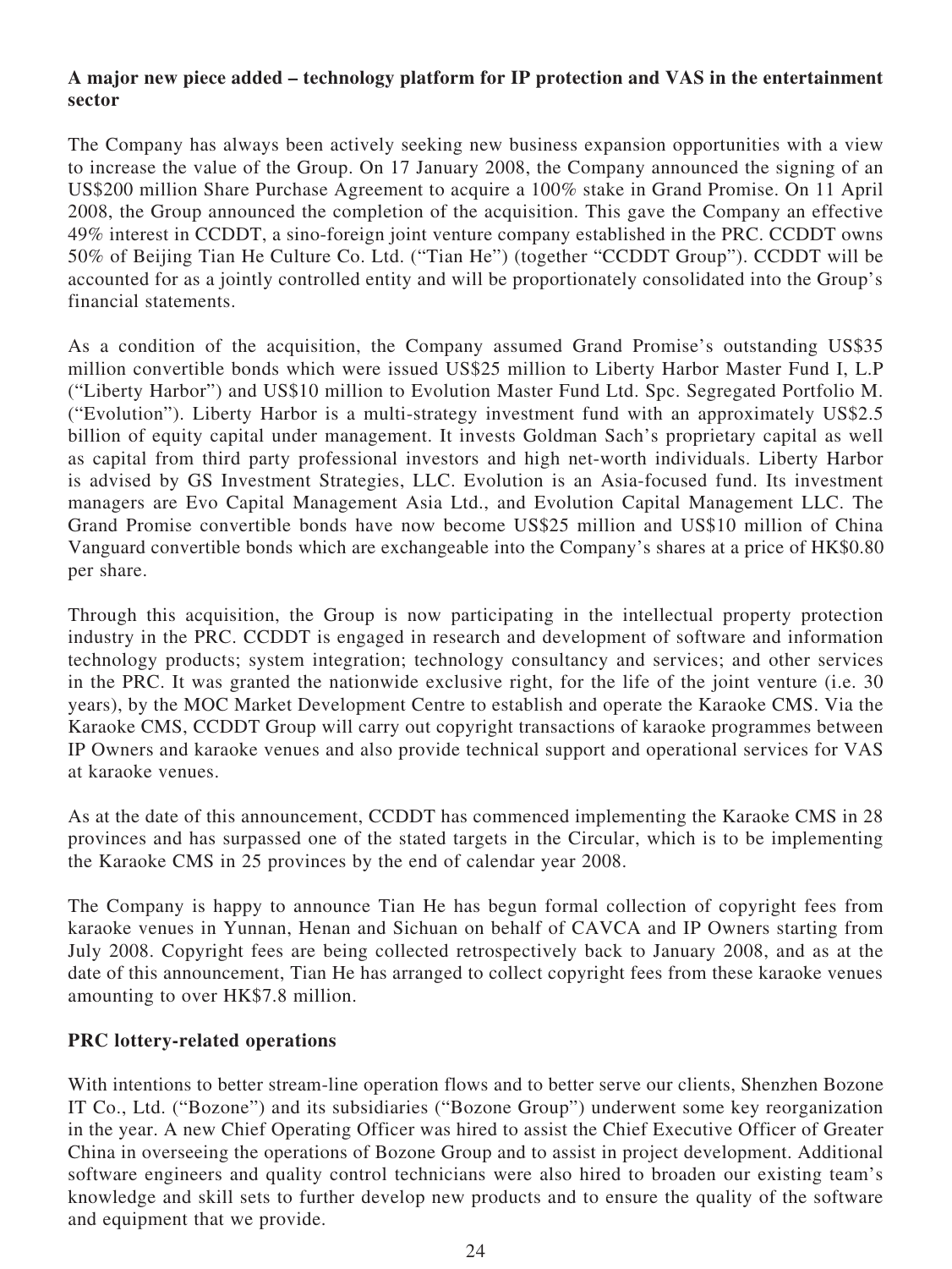**A major new piece added – technology platform for IP protection and VAS in the entertainment sector**

The Company has always been actively seeking new business expansion opportunities with a view to increase the value of the Group. On 17 January 2008, the Company announced the signing of an US$200 million Share Purchase Agreement to acquire a 100% stake in Grand Promise. On 11 April 2008, the Group announced the completion of the acquisition. This gave the Company an effective 49% interest in CCDDT, a sino-foreign joint venture company established in the PRC. CCDDT owns 50% of Beijing Tian He Culture Co. Ltd. ("Tian He") (together "CCDDT Group"). CCDDT will be accounted for as a jointly controlled entity and will be proportionately consolidated into the Group's financial statements.

As a condition of the acquisition, the Company assumed Grand Promise's outstanding US$35 million convertible bonds which were issued US$25 million to Liberty Harbor Master Fund I, L.P ("Liberty Harbor") and US$10 million to Evolution Master Fund Ltd. Spc. Segregated Portfolio M. ("Evolution"). Liberty Harbor is a multi-strategy investment fund with an approximately US$2.5 billion of equity capital under management. It invests Goldman Sach's proprietary capital as well as capital from third party professional investors and high net-worth individuals. Liberty Harbor is advised by GS Investment Strategies, LLC. Evolution is an Asia-focused fund. Its investment managers are Evo Capital Management Asia Ltd., and Evolution Capital Management LLC. The Grand Promise convertible bonds have now become US$25 million and US$10 million of China Vanguard convertible bonds which are exchangeable into the Company's shares at a price of HK$0.80 per share.

Through this acquisition, the Group is now participating in the intellectual property protection industry in the PRC. CCDDT is engaged in research and development of software and information technology products; system integration; technology consultancy and services; and other services in the PRC. It was granted the nationwide exclusive right, for the life of the joint venture (i.e. 30 years), by the MOC Market Development Centre to establish and operate the Karaoke CMS. Via the Karaoke CMS, CCDDT Group will carry out copyright transactions of karaoke programmes between IP Owners and karaoke venues and also provide technical support and operational services for VAS at karaoke venues.

As at the date of this announcement, CCDDT has commenced implementing the Karaoke CMS in 28 provinces and has surpassed one of the stated targets in the Circular, which is to be implementing the Karaoke CMS in 25 provinces by the end of calendar year 2008.

The Company is happy to announce Tian He has begun formal collection of copyright fees from karaoke venues in Yunnan, Henan and Sichuan on behalf of CAVCA and IP Owners starting from July 2008. Copyright fees are being collected retrospectively back to January 2008, and as at the date of this announcement, Tian He has arranged to collect copyright fees from these karaoke venues amounting to over HK$7.8 million.

**PRC lottery-related operations**

With intentions to better stream-line operation flows and to better serve our clients, Shenzhen Bozone IT Co., Ltd. ("Bozone") and its subsidiaries ("Bozone Group") underwent some key reorganization in the year. A new Chief Operating Officer was hired to assist the Chief Executive Officer of Greater China in overseeing the operations of Bozone Group and to assist in project development. Additional software engineers and quality control technicians were also hired to broaden our existing team's knowledge and skill sets to further develop new products and to ensure the quality of the software and equipment that we provide.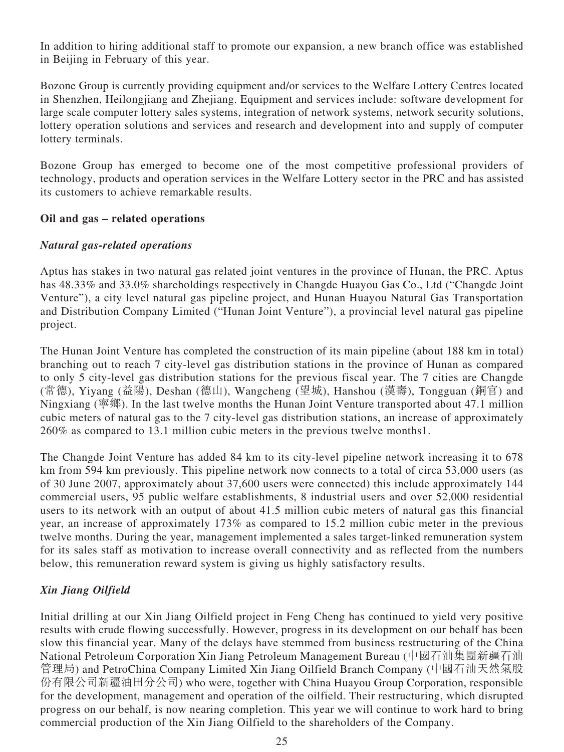In addition to hiring additional staff to promote our expansion, a new branch office was established in Beijing in February of this year.

Bozone Group is currently providing equipment and/or services to the Welfare Lottery Centres located in Shenzhen, Heilongjiang and Zhejiang. Equipment and services include: software development for large scale computer lottery sales systems, integration of network systems, network security solutions, lottery operation solutions and services and research and development into and supply of computer lottery terminals.

Bozone Group has emerged to become one of the most competitive professional providers of technology, products and operation services in the Welfare Lottery sector in the PRC and has assisted its customers to achieve remarkable results.

**Oil and gas – related operations**

***Natural gas-related operations***

Aptus has stakes in two natural gas related joint ventures in the province of Hunan, the PRC. Aptus has 48.33% and 33.0% shareholdings respectively in Changde Huayou Gas Co., Ltd ("Changde Joint Venture"), a city level natural gas pipeline project, and Hunan Huayou Natural Gas Transportation and Distribution Company Limited ("Hunan Joint Venture"), a provincial level natural gas pipeline project.

The Hunan Joint Venture has completed the construction of its main pipeline (about 188 km in total) branching out to reach 7 city-level gas distribution stations in the province of Hunan as compared to only 5 city-level gas distribution stations for the previous fiscal year. The 7 cities are Changde (常德), Yiyang (益陽), Deshan (德山), Wangcheng (望城), Hanshou (漢壽), Tongguan (銅官) and Ningxiang (寧鄉). In the last twelve months the Hunan Joint Venture transported about 47.1 million cubic meters of natural gas to the 7 city-level gas distribution stations, an increase of approximately 260% as compared to 13.1 million cubic meters in the previous twelve months1.

The Changde Joint Venture has added 84 km to its city-level pipeline network increasing it to 678 km from 594 km previously. This pipeline network now connects to a total of circa 53,000 users (as of 30 June 2007, approximately about 37,600 users were connected) this include approximately 144 commercial users, 95 public welfare establishments, 8 industrial users and over 52,000 residential users to its network with an output of about 41.5 million cubic meters of natural gas this financial year, an increase of approximately 173% as compared to 15.2 million cubic meter in the previous twelve months. During the year, management implemented a sales target-linked remuneration system for its sales staff as motivation to increase overall connectivity and as reflected from the numbers below, this remuneration reward system is giving us highly satisfactory results.

***Xin Jiang Oilfield***

Initial drilling at our Xin Jiang Oilfield project in Feng Cheng has continued to yield very positive results with crude flowing successfully. However, progress in its development on our behalf has been slow this financial year. Many of the delays have stemmed from business restructuring of the China National Petroleum Corporation Xin Jiang Petroleum Management Bureau (中國石油集團新疆石油管理局) and PetroChina Company Limited Xin Jiang Oilfield Branch Company (中國石油天然氣股份有限公司新疆油田分公司) who were, together with China Huayou Group Corporation, responsible for the development, management and operation of the oilfield. Their restructuring, which disrupted progress on our behalf, is now nearing completion. This year we will continue to work hard to bring commercial production of the Xin Jiang Oilfield to the shareholders of the Company.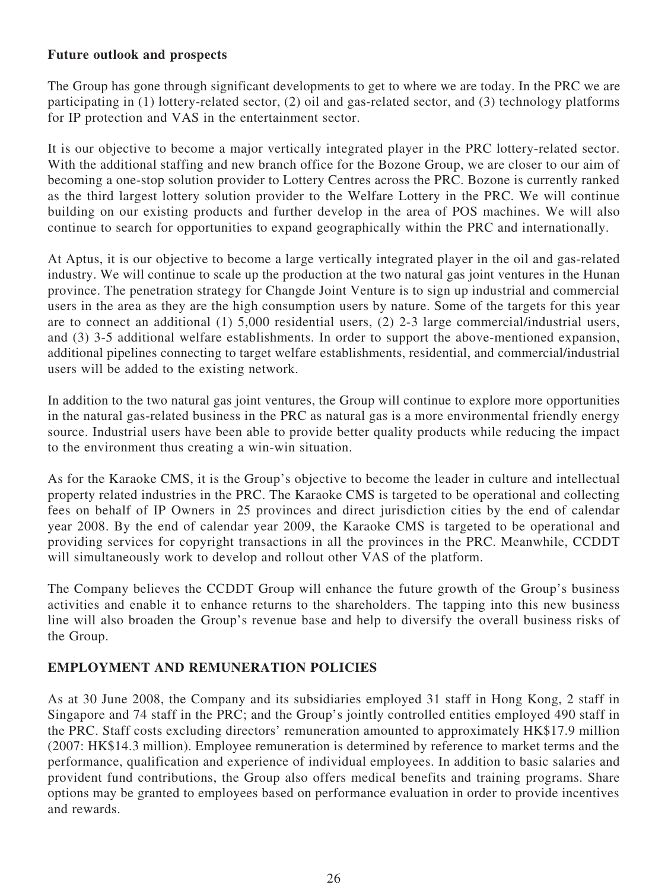**Future outlook and prospects**

The Group has gone through significant developments to get to where we are today. In the PRC we are participating in (1) lottery-related sector, (2) oil and gas-related sector, and (3) technology platforms for IP protection and VAS in the entertainment sector.

It is our objective to become a major vertically integrated player in the PRC lottery-related sector. With the additional staffing and new branch office for the Bozone Group, we are closer to our aim of becoming a one-stop solution provider to Lottery Centres across the PRC. Bozone is currently ranked as the third largest lottery solution provider to the Welfare Lottery in the PRC. We will continue building on our existing products and further develop in the area of POS machines. We will also continue to search for opportunities to expand geographically within the PRC and internationally.

At Aptus, it is our objective to become a large vertically integrated player in the oil and gas-related industry. We will continue to scale up the production at the two natural gas joint ventures in the Hunan province. The penetration strategy for Changde Joint Venture is to sign up industrial and commercial users in the area as they are the high consumption users by nature. Some of the targets for this year are to connect an additional (1) 5,000 residential users, (2) 2-3 large commercial/industrial users, and (3) 3-5 additional welfare establishments. In order to support the above-mentioned expansion, additional pipelines connecting to target welfare establishments, residential, and commercial/industrial users will be added to the existing network.

In addition to the two natural gas joint ventures, the Group will continue to explore more opportunities in the natural gas-related business in the PRC as natural gas is a more environmental friendly energy source. Industrial users have been able to provide better quality products while reducing the impact to the environment thus creating a win-win situation.

As for the Karaoke CMS, it is the Group's objective to become the leader in culture and intellectual property related industries in the PRC. The Karaoke CMS is targeted to be operational and collecting fees on behalf of IP Owners in 25 provinces and direct jurisdiction cities by the end of calendar year 2008. By the end of calendar year 2009, the Karaoke CMS is targeted to be operational and providing services for copyright transactions in all the provinces in the PRC. Meanwhile, CCDDT will simultaneously work to develop and rollout other VAS of the platform.

The Company believes the CCDDT Group will enhance the future growth of the Group's business activities and enable it to enhance returns to the shareholders. The tapping into this new business line will also broaden the Group's revenue base and help to diversify the overall business risks of the Group.

## EMPLOYMENT AND REMUNERATION POLICIES

As at 30 June 2008, the Company and its subsidiaries employed 31 staff in Hong Kong, 2 staff in Singapore and 74 staff in the PRC; and the Group's jointly controlled entities employed 490 staff in the PRC. Staff costs excluding directors' remuneration amounted to approximately HK$17.9 million (2007: HK$14.3 million). Employee remuneration is determined by reference to market terms and the performance, qualification and experience of individual employees. In addition to basic salaries and provident fund contributions, the Group also offers medical benefits and training programs. Share options may be granted to employees based on performance evaluation in order to provide incentives and rewards.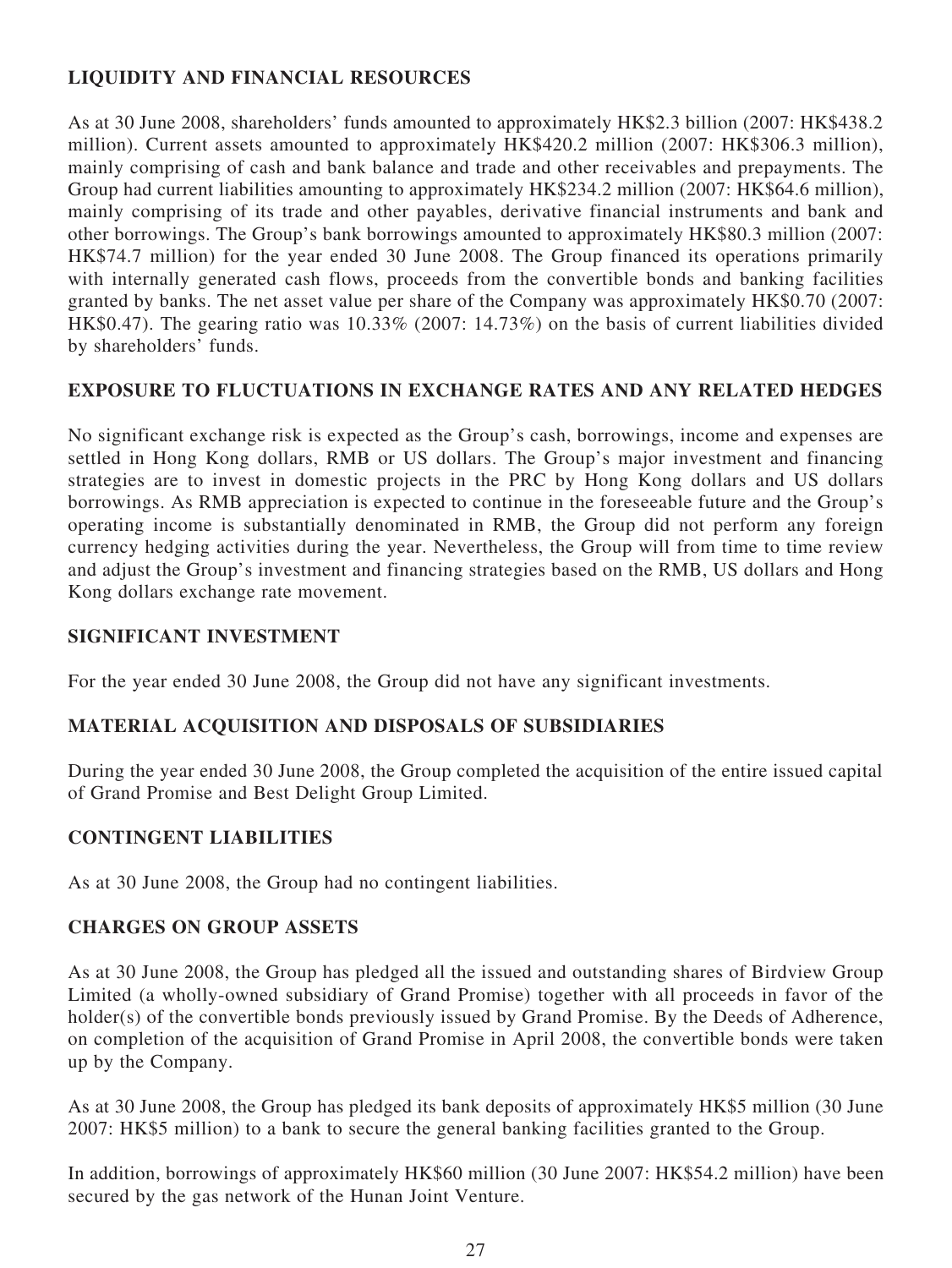## LIQUIDITY AND FINANCIAL RESOURCES

As at 30 June 2008, shareholders' funds amounted to approximately HK$2.3 billion (2007: HK$438.2 million). Current assets amounted to approximately HK$420.2 million (2007: HK$306.3 million), mainly comprising of cash and bank balance and trade and other receivables and prepayments. The Group had current liabilities amounting to approximately HK$234.2 million (2007: HK$64.6 million), mainly comprising of its trade and other payables, derivative financial instruments and bank and other borrowings. The Group's bank borrowings amounted to approximately HK$80.3 million (2007: HK$74.7 million) for the year ended 30 June 2008. The Group financed its operations primarily with internally generated cash flows, proceeds from the convertible bonds and banking facilities granted by banks. The net asset value per share of the Company was approximately HK$0.70 (2007: HK$0.47). The gearing ratio was 10.33% (2007: 14.73%) on the basis of current liabilities divided by shareholders' funds.

## EXPOSURE TO FLUCTUATIONS IN EXCHANGE RATES AND ANY RELATED HEDGES

No significant exchange risk is expected as the Group's cash, borrowings, income and expenses are settled in Hong Kong dollars, RMB or US dollars. The Group's major investment and financing strategies are to invest in domestic projects in the PRC by Hong Kong dollars and US dollars borrowings. As RMB appreciation is expected to continue in the foreseeable future and the Group's operating income is substantially denominated in RMB, the Group did not perform any foreign currency hedging activities during the year. Nevertheless, the Group will from time to time review and adjust the Group's investment and financing strategies based on the RMB, US dollars and Hong Kong dollars exchange rate movement.

## SIGNIFICANT INVESTMENT

For the year ended 30 June 2008, the Group did not have any significant investments.

## MATERIAL ACQUISITION AND DISPOSALS OF SUBSIDIARIES

During the year ended 30 June 2008, the Group completed the acquisition of the entire issued capital of Grand Promise and Best Delight Group Limited.

## CONTINGENT LIABILITIES

As at 30 June 2008, the Group had no contingent liabilities.

## CHARGES ON GROUP ASSETS

As at 30 June 2008, the Group has pledged all the issued and outstanding shares of Birdview Group Limited (a wholly-owned subsidiary of Grand Promise) together with all proceeds in favor of the holder(s) of the convertible bonds previously issued by Grand Promise. By the Deeds of Adherence, on completion of the acquisition of Grand Promise in April 2008, the convertible bonds were taken up by the Company.

As at 30 June 2008, the Group has pledged its bank deposits of approximately HK$5 million (30 June 2007: HK$5 million) to a bank to secure the general banking facilities granted to the Group.

In addition, borrowings of approximately HK$60 million (30 June 2007: HK$54.2 million) have been secured by the gas network of the Hunan Joint Venture.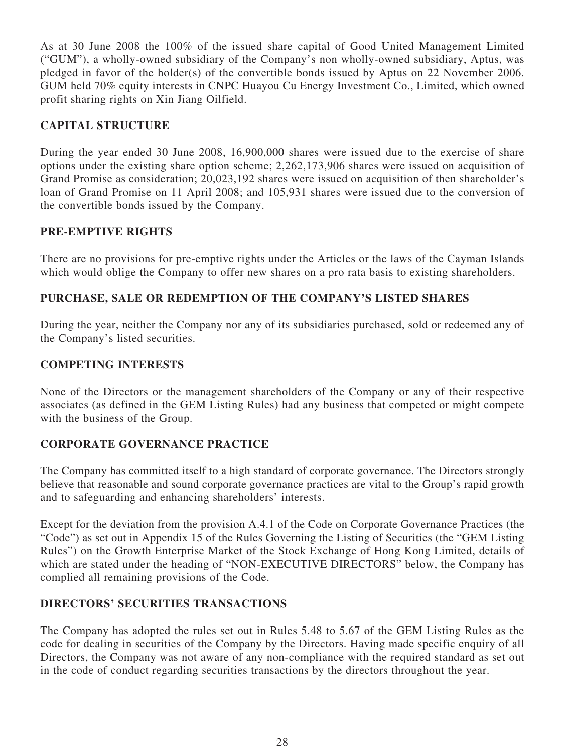As at 30 June 2008 the 100% of the issued share capital of Good United Management Limited ("GUM"), a wholly-owned subsidiary of the Company's non wholly-owned subsidiary, Aptus, was pledged in favor of the holder(s) of the convertible bonds issued by Aptus on 22 November 2006. GUM held 70% equity interests in CNPC Huayou Cu Energy Investment Co., Limited, which owned profit sharing rights on Xin Jiang Oilfield.

## CAPITAL STRUCTURE

During the year ended 30 June 2008, 16,900,000 shares were issued due to the exercise of share options under the existing share option scheme; 2,262,173,906 shares were issued on acquisition of Grand Promise as consideration; 20,023,192 shares were issued on acquisition of then shareholder's loan of Grand Promise on 11 April 2008; and 105,931 shares were issued due to the conversion of the convertible bonds issued by the Company.

## PRE-EMPTIVE RIGHTS

There are no provisions for pre-emptive rights under the Articles or the laws of the Cayman Islands which would oblige the Company to offer new shares on a pro rata basis to existing shareholders.

## PURCHASE, SALE OR REDEMPTION OF THE COMPANY'S LISTED SHARES

During the year, neither the Company nor any of its subsidiaries purchased, sold or redeemed any of the Company's listed securities.

## COMPETING INTERESTS

None of the Directors or the management shareholders of the Company or any of their respective associates (as defined in the GEM Listing Rules) had any business that competed or might compete with the business of the Group.

## CORPORATE GOVERNANCE PRACTICE

The Company has committed itself to a high standard of corporate governance. The Directors strongly believe that reasonable and sound corporate governance practices are vital to the Group's rapid growth and to safeguarding and enhancing shareholders' interests.

Except for the deviation from the provision A.4.1 of the Code on Corporate Governance Practices (the "Code") as set out in Appendix 15 of the Rules Governing the Listing of Securities (the "GEM Listing Rules") on the Growth Enterprise Market of the Stock Exchange of Hong Kong Limited, details of which are stated under the heading of "NON-EXECUTIVE DIRECTORS" below, the Company has complied all remaining provisions of the Code.

## DIRECTORS' SECURITIES TRANSACTIONS

The Company has adopted the rules set out in Rules 5.48 to 5.67 of the GEM Listing Rules as the code for dealing in securities of the Company by the Directors. Having made specific enquiry of all Directors, the Company was not aware of any non-compliance with the required standard as set out in the code of conduct regarding securities transactions by the directors throughout the year.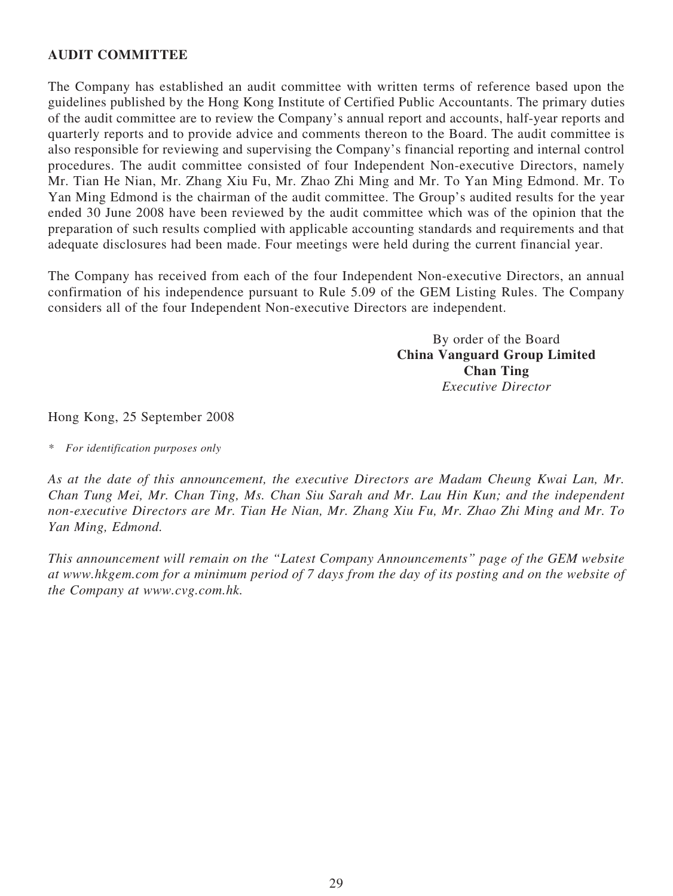**AUDIT COMMITTEE**

The Company has established an audit committee with written terms of reference based upon the guidelines published by the Hong Kong Institute of Certified Public Accountants. The primary duties of the audit committee are to review the Company's annual report and accounts, half-year reports and quarterly reports and to provide advice and comments thereon to the Board. The audit committee is also responsible for reviewing and supervising the Company's financial reporting and internal control procedures. The audit committee consisted of four Independent Non-executive Directors, namely Mr. Tian He Nian, Mr. Zhang Xiu Fu, Mr. Zhao Zhi Ming and Mr. To Yan Ming Edmond. Mr. To Yan Ming Edmond is the chairman of the audit committee. The Group's audited results for the year ended 30 June 2008 have been reviewed by the audit committee which was of the opinion that the preparation of such results complied with applicable accounting standards and requirements and that adequate disclosures had been made. Four meetings were held during the current financial year.

The Company has received from each of the four Independent Non-executive Directors, an annual confirmation of his independence pursuant to Rule 5.09 of the GEM Listing Rules. The Company considers all of the four Independent Non-executive Directors are independent.

By order of the Board
**China Vanguard Group Limited**
**Chan Ting**
*Executive Director*

Hong Kong, 25 September 2008

\* *For identification purposes only*

*As at the date of this announcement, the executive Directors are Madam Cheung Kwai Lan, Mr. Chan Tung Mei, Mr. Chan Ting, Ms. Chan Siu Sarah and Mr. Lau Hin Kun; and the independent non-executive Directors are Mr. Tian He Nian, Mr. Zhang Xiu Fu, Mr. Zhao Zhi Ming and Mr. To Yan Ming, Edmond.*

*This announcement will remain on the "Latest Company Announcements" page of the GEM website at www.hkgem.com for a minimum period of 7 days from the day of its posting and on the website of the Company at www.cvg.com.hk.*